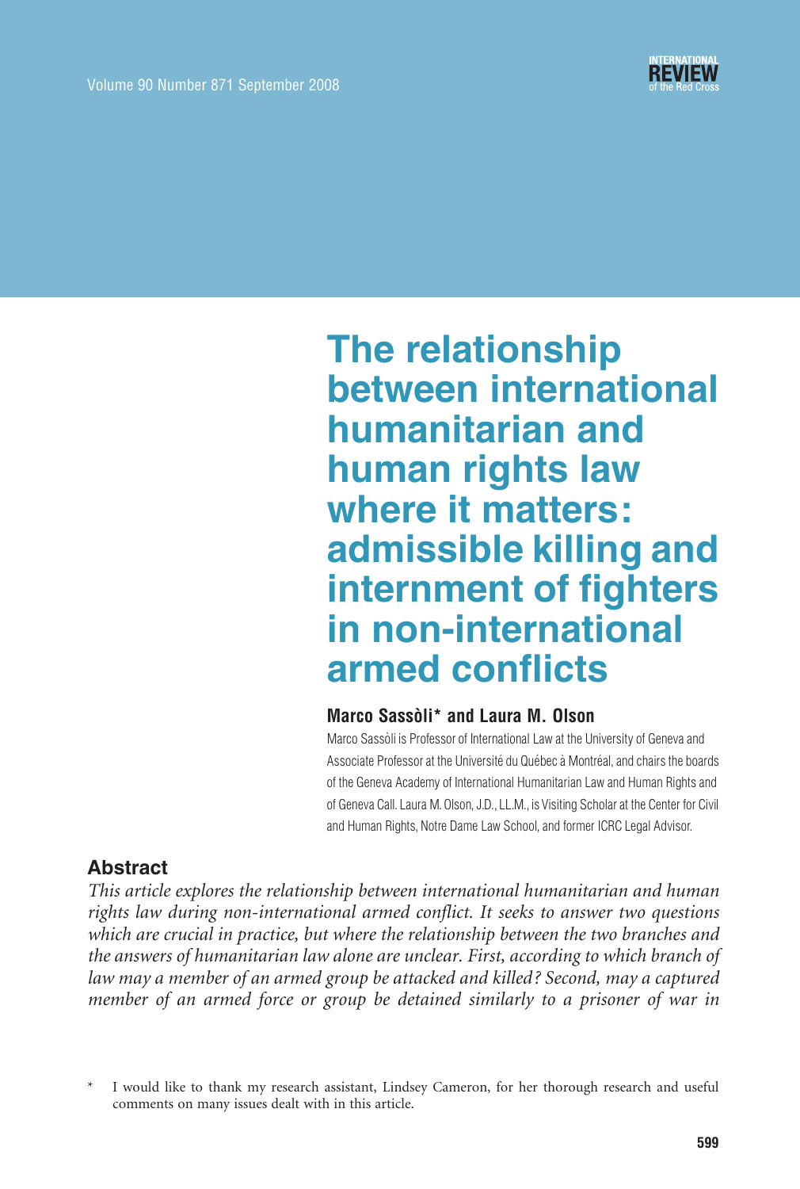# The relationship between international humanitarian and human rights law where it matters: admissible killing and internment of fighters in non-international armed conflicts

**Marco Sassòli\* and Laura M. Olson**

Marco Sassòli is Professor of International Law at the University of Geneva and Associate Professor at the Université du Québec à Montréal, and chairs the boards of the Geneva Academy of International Humanitarian Law and Human Rights and of Geneva Call. Laura M. Olson, J.D., LL.M., is Visiting Scholar at the Center for Civil and Human Rights, Notre Dame Law School, and former ICRC Legal Advisor.

## Abstract

*This article explores the relationship between international humanitarian and human rights law during non-international armed conflict. It seeks to answer two questions which are crucial in practice, but where the relationship between the two branches and the answers of humanitarian law alone are unclear. First, according to which branch of law may a member of an armed group be attacked and killed? Second, may a captured member of an armed force or group be detained similarly to a prisoner of war in*

\* I would like to thank my research assistant, Lindsey Cameron, for her thorough research and useful comments on many issues dealt with in this article.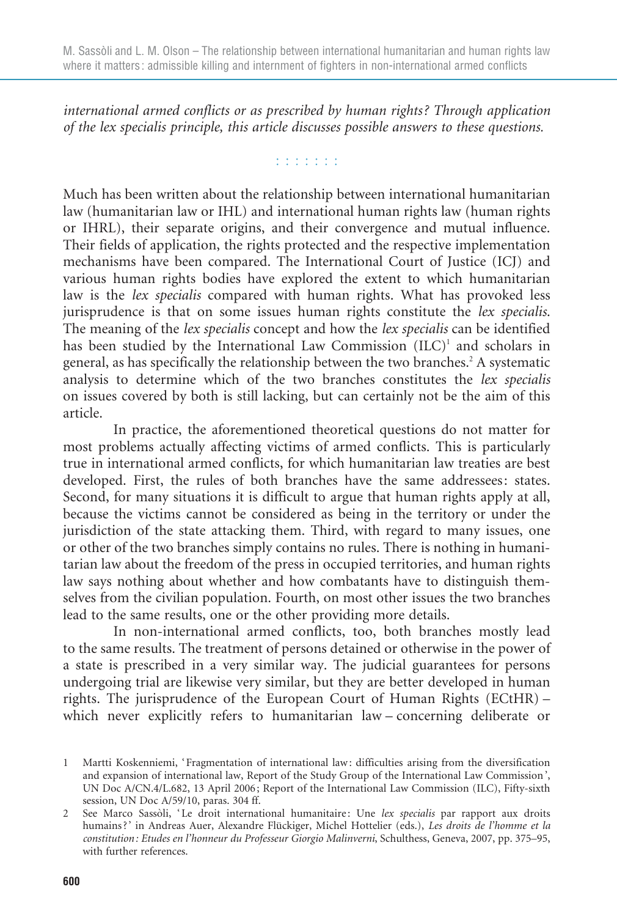*international armed conflicts or as prescribed by human rights? Through application of the lex specialis principle, this article discusses possible answers to these questions.*

: : : : : : :

Much has been written about the relationship between international humanitarian law (humanitarian law or IHL) and international human rights law (human rights or IHRL), their separate origins, and their convergence and mutual influence. Their fields of application, the rights protected and the respective implementation mechanisms have been compared. The International Court of Justice (ICJ) and various human rights bodies have explored the extent to which humanitarian law is the *lex specialis* compared with human rights. What has provoked less jurisprudence is that on some issues human rights constitute the *lex specialis*. The meaning of the *lex specialis* concept and how the *lex specialis* can be identified has been studied by the International Law Commission (ILC)[1] and scholars in general, as has specifically the relationship between the two branches.[2] A systematic analysis to determine which of the two branches constitutes the *lex specialis* on issues covered by both is still lacking, but can certainly not be the aim of this article.

In practice, the aforementioned theoretical questions do not matter for most problems actually affecting victims of armed conflicts. This is particularly true in international armed conflicts, for which humanitarian law treaties are best developed. First, the rules of both branches have the same addressees: states. Second, for many situations it is difficult to argue that human rights apply at all, because the victims cannot be considered as being in the territory or under the jurisdiction of the state attacking them. Third, with regard to many issues, one or other of the two branches simply contains no rules. There is nothing in humanitarian law about the freedom of the press in occupied territories, and human rights law says nothing about whether and how combatants have to distinguish themselves from the civilian population. Fourth, on most other issues the two branches lead to the same results, one or the other providing more details.

In non-international armed conflicts, too, both branches mostly lead to the same results. The treatment of persons detained or otherwise in the power of a state is prescribed in a very similar way. The judicial guarantees for persons undergoing trial are likewise very similar, but they are better developed in human rights. The jurisprudence of the European Court of Human Rights (ECtHR) – which never explicitly refers to humanitarian law – concerning deliberate or

1 Martti Koskenniemi, 'Fragmentation of international law: difficulties arising from the diversification and expansion of international law, Report of the Study Group of the International Law Commission', UN Doc A/CN.4/L.682, 13 April 2006; Report of the International Law Commission (ILC), Fifty-sixth session, UN Doc A/59/10, paras. 304 ff.

2 See Marco Sassòli, 'Le droit international humanitaire: Une *lex specialis* par rapport aux droits humains?' in Andreas Auer, Alexandre Flückiger, Michel Hottelier (eds.), *Les droits de l'homme et la constitution: Etudes en l'honneur du Professeur Giorgio Malinverni*, Schulthess, Geneva, 2007, pp. 375–95, with further references.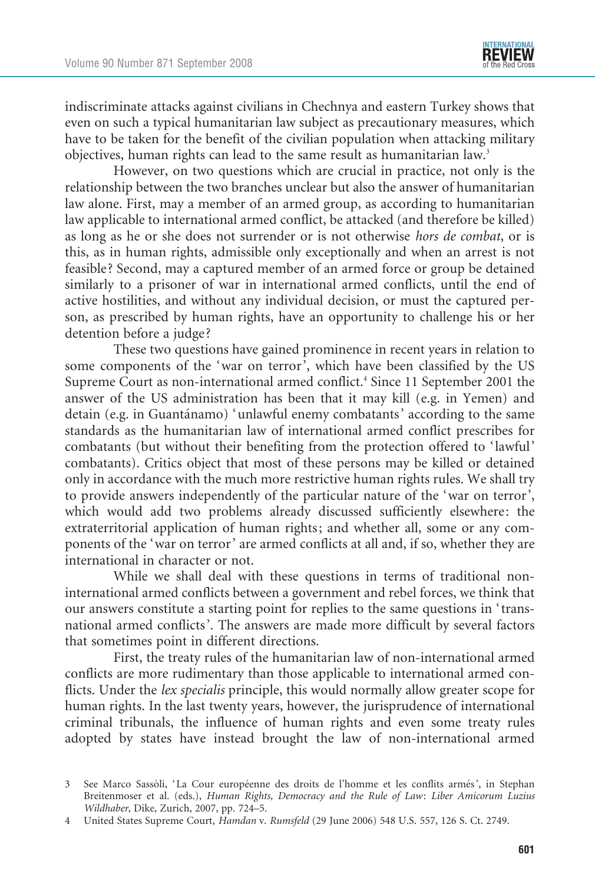indiscriminate attacks against civilians in Chechnya and eastern Turkey shows that even on such a typical humanitarian law subject as precautionary measures, which have to be taken for the benefit of the civilian population when attacking military objectives, human rights can lead to the same result as humanitarian law.[3]

However, on two questions which are crucial in practice, not only is the relationship between the two branches unclear but also the answer of humanitarian law alone. First, may a member of an armed group, as according to humanitarian law applicable to international armed conflict, be attacked (and therefore be killed) as long as he or she does not surrender or is not otherwise *hors de combat*, or is this, as in human rights, admissible only exceptionally and when an arrest is not feasible? Second, may a captured member of an armed force or group be detained similarly to a prisoner of war in international armed conflicts, until the end of active hostilities, and without any individual decision, or must the captured person, as prescribed by human rights, have an opportunity to challenge his or her detention before a judge?

These two questions have gained prominence in recent years in relation to some components of the 'war on terror', which have been classified by the US Supreme Court as non-international armed conflict.[4] Since 11 September 2001 the answer of the US administration has been that it may kill (e.g. in Yemen) and detain (e.g. in Guantánamo) 'unlawful enemy combatants' according to the same standards as the humanitarian law of international armed conflict prescribes for combatants (but without their benefiting from the protection offered to 'lawful' combatants). Critics object that most of these persons may be killed or detained only in accordance with the much more restrictive human rights rules. We shall try to provide answers independently of the particular nature of the 'war on terror', which would add two problems already discussed sufficiently elsewhere: the extraterritorial application of human rights; and whether all, some or any components of the 'war on terror' are armed conflicts at all and, if so, whether they are international in character or not.

While we shall deal with these questions in terms of traditional non-international armed conflicts between a government and rebel forces, we think that our answers constitute a starting point for replies to the same questions in 'transnational armed conflicts'. The answers are made more difficult by several factors that sometimes point in different directions.

First, the treaty rules of the humanitarian law of non-international armed conflicts are more rudimentary than those applicable to international armed conflicts. Under the *lex specialis* principle, this would normally allow greater scope for human rights. In the last twenty years, however, the jurisprudence of international criminal tribunals, the influence of human rights and even some treaty rules adopted by states have instead brought the law of non-international armed

---

3 See Marco Sassòli, 'La Cour européenne des droits de l'homme et les conflits armés', in Stephan Breitenmoser et al. (eds.), *Human Rights, Democracy and the Rule of Law*: *Liber Amicorum Luzius Wildhaber*, Dike, Zurich, 2007, pp. 724–5.

4 United States Supreme Court, *Hamdan* v. *Rumsfeld* (29 June 2006) 548 U.S. 557, 126 S. Ct. 2749.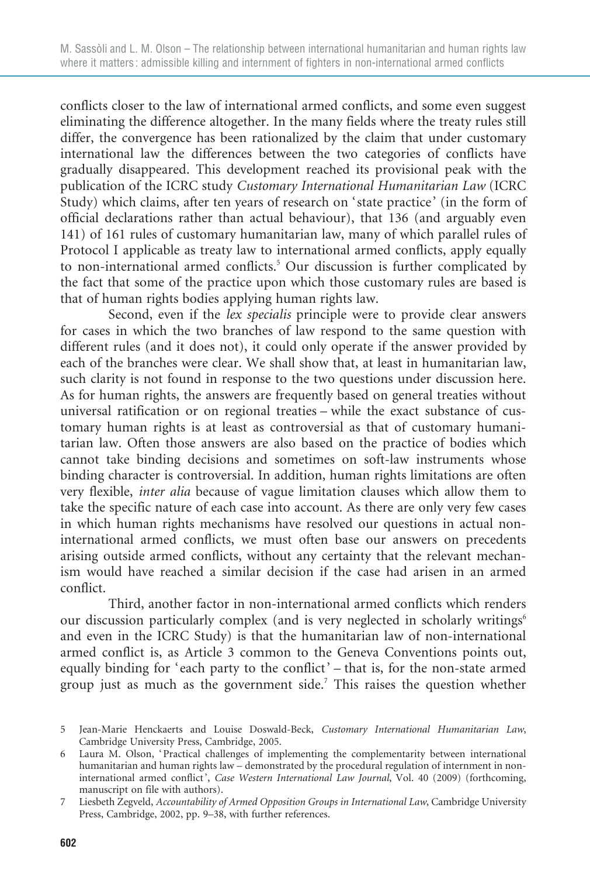conflicts closer to the law of international armed conflicts, and some even suggest eliminating the difference altogether. In the many fields where the treaty rules still differ, the convergence has been rationalized by the claim that under customary international law the differences between the two categories of conflicts have gradually disappeared. This development reached its provisional peak with the publication of the ICRC study *Customary International Humanitarian Law* (ICRC Study) which claims, after ten years of research on 'state practice' (in the form of official declarations rather than actual behaviour), that 136 (and arguably even 141) of 161 rules of customary humanitarian law, many of which parallel rules of Protocol I applicable as treaty law to international armed conflicts, apply equally to non-international armed conflicts.[5] Our discussion is further complicated by the fact that some of the practice upon which those customary rules are based is that of human rights bodies applying human rights law.

Second, even if the *lex specialis* principle were to provide clear answers for cases in which the two branches of law respond to the same question with different rules (and it does not), it could only operate if the answer provided by each of the branches were clear. We shall show that, at least in humanitarian law, such clarity is not found in response to the two questions under discussion here. As for human rights, the answers are frequently based on general treaties without universal ratification or on regional treaties – while the exact substance of customary human rights is at least as controversial as that of customary humanitarian law. Often those answers are also based on the practice of bodies which cannot take binding decisions and sometimes on soft-law instruments whose binding character is controversial. In addition, human rights limitations are often very flexible, *inter alia* because of vague limitation clauses which allow them to take the specific nature of each case into account. As there are only very few cases in which human rights mechanisms have resolved our questions in actual non-international armed conflicts, we must often base our answers on precedents arising outside armed conflicts, without any certainty that the relevant mechanism would have reached a similar decision if the case had arisen in an armed conflict.

Third, another factor in non-international armed conflicts which renders our discussion particularly complex (and is very neglected in scholarly writings[6] and even in the ICRC Study) is that the humanitarian law of non-international armed conflict is, as Article 3 common to the Geneva Conventions points out, equally binding for 'each party to the conflict' – that is, for the non-state armed group just as much as the government side.[7] This raises the question whether

---

5 Jean-Marie Henckaerts and Louise Doswald-Beck, *Customary International Humanitarian Law*, Cambridge University Press, Cambridge, 2005.

6 Laura M. Olson, 'Practical challenges of implementing the complementarity between international humanitarian and human rights law – demonstrated by the procedural regulation of internment in non-international armed conflict', *Case Western International Law Journal*, Vol. 40 (2009) (forthcoming, manuscript on file with authors).

7 Liesbeth Zegveld, *Accountability of Armed Opposition Groups in International Law*, Cambridge University Press, Cambridge, 2002, pp. 9–38, with further references.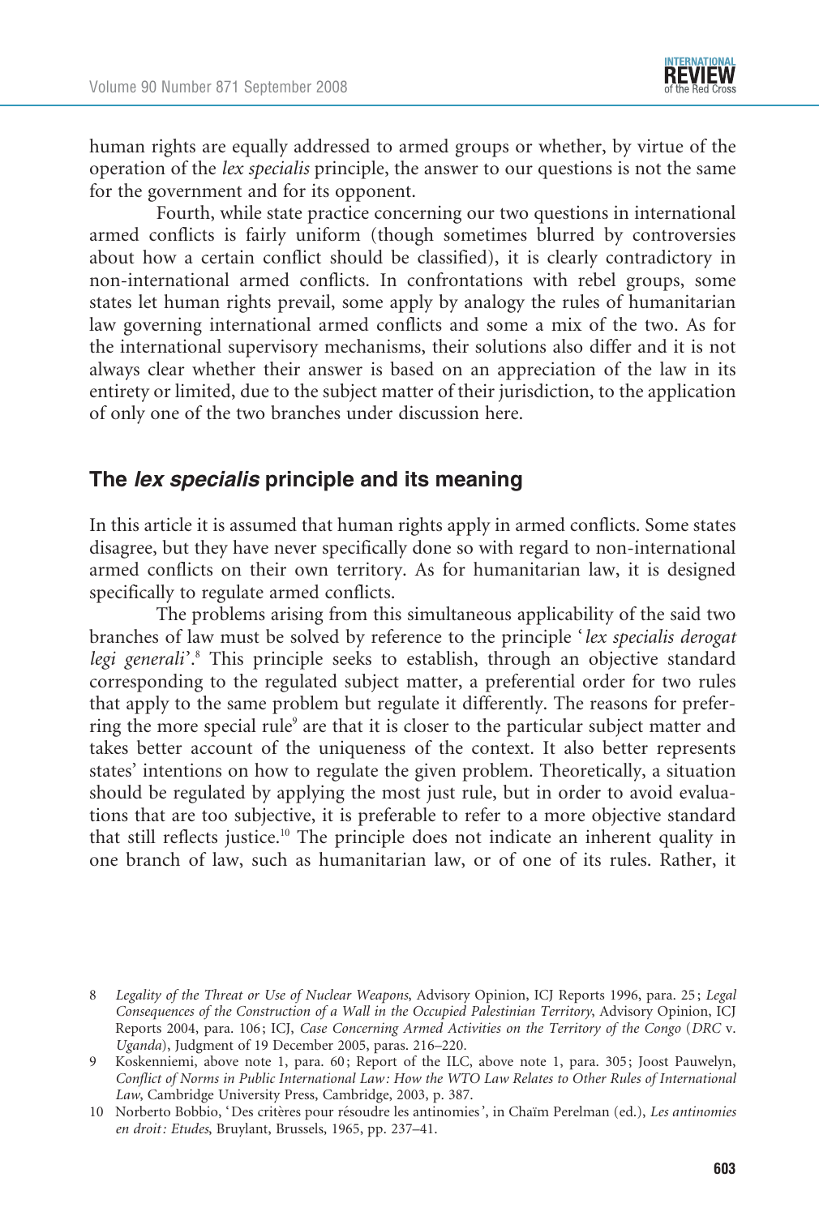human rights are equally addressed to armed groups or whether, by virtue of the operation of the *lex specialis* principle, the answer to our questions is not the same for the government and for its opponent.

Fourth, while state practice concerning our two questions in international armed conflicts is fairly uniform (though sometimes blurred by controversies about how a certain conflict should be classified), it is clearly contradictory in non-international armed conflicts. In confrontations with rebel groups, some states let human rights prevail, some apply by analogy the rules of humanitarian law governing international armed conflicts and some a mix of the two. As for the international supervisory mechanisms, their solutions also differ and it is not always clear whether their answer is based on an appreciation of the law in its entirety or limited, due to the subject matter of their jurisdiction, to the application of only one of the two branches under discussion here.

## The *lex specialis* principle and its meaning

In this article it is assumed that human rights apply in armed conflicts. Some states disagree, but they have never specifically done so with regard to non-international armed conflicts on their own territory. As for humanitarian law, it is designed specifically to regulate armed conflicts.

The problems arising from this simultaneous applicability of the said two branches of law must be solved by reference to the principle '*lex specialis derogat legi generali*'.[8] This principle seeks to establish, through an objective standard corresponding to the regulated subject matter, a preferential order for two rules that apply to the same problem but regulate it differently. The reasons for preferring the more special rule[9] are that it is closer to the particular subject matter and takes better account of the uniqueness of the context. It also better represents states' intentions on how to regulate the given problem. Theoretically, a situation should be regulated by applying the most just rule, but in order to avoid evaluations that are too subjective, it is preferable to refer to a more objective standard that still reflects justice.[10] The principle does not indicate an inherent quality in one branch of law, such as humanitarian law, or of one of its rules. Rather, it

8 *Legality of the Threat or Use of Nuclear Weapons*, Advisory Opinion, ICJ Reports 1996, para. 25; *Legal Consequences of the Construction of a Wall in the Occupied Palestinian Territory*, Advisory Opinion, ICJ Reports 2004, para. 106; ICJ, *Case Concerning Armed Activities on the Territory of the Congo* (*DRC* v. *Uganda*), Judgment of 19 December 2005, paras. 216–220.

9 Koskenniemi, above note 1, para. 60; Report of the ILC, above note 1, para. 305; Joost Pauwelyn, *Conflict of Norms in Public International Law: How the WTO Law Relates to Other Rules of International Law*, Cambridge University Press, Cambridge, 2003, p. 387.

10 Norberto Bobbio, 'Des critères pour résoudre les antinomies', in Chaïm Perelman (ed.), *Les antinomies en droit: Etudes*, Bruylant, Brussels, 1965, pp. 237–41.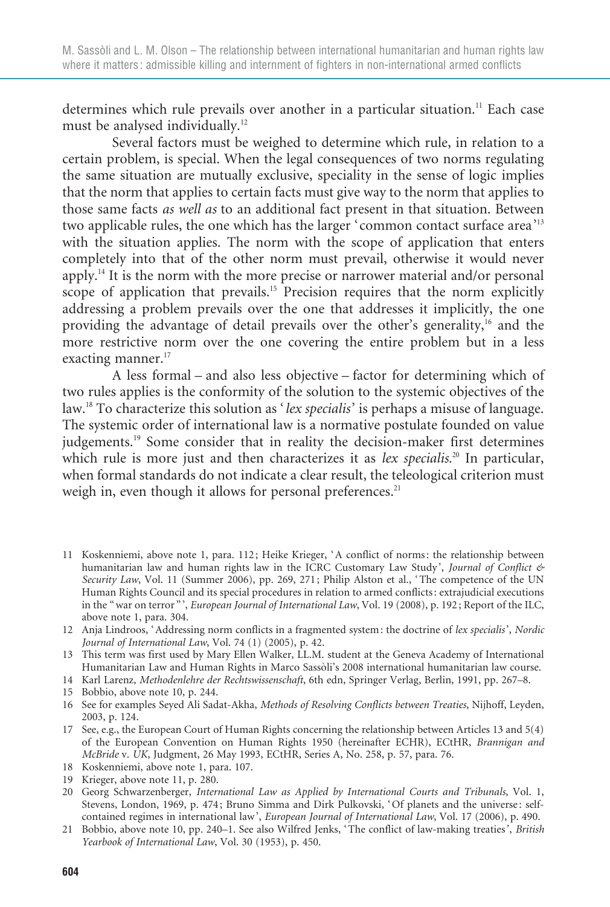determines which rule prevails over another in a particular situation.[11] Each case must be analysed individually.[12]

Several factors must be weighed to determine which rule, in relation to a certain problem, is special. When the legal consequences of two norms regulating the same situation are mutually exclusive, speciality in the sense of logic implies that the norm that applies to certain facts must give way to the norm that applies to those same facts *as well as* to an additional fact present in that situation. Between two applicable rules, the one which has the larger 'common contact surface area'[13] with the situation applies. The norm with the scope of application that enters completely into that of the other norm must prevail, otherwise it would never apply.[14] It is the norm with the more precise or narrower material and/or personal scope of application that prevails.[15] Precision requires that the norm explicitly addressing a problem prevails over the one that addresses it implicitly, the one providing the advantage of detail prevails over the other's generality,[16] and the more restrictive norm over the one covering the entire problem but in a less exacting manner.[17]

A less formal – and also less objective – factor for determining which of two rules applies is the conformity of the solution to the systemic objectives of the law.[18] To characterize this solution as '*lex specialis*' is perhaps a misuse of language. The systemic order of international law is a normative postulate founded on value judgements.[19] Some consider that in reality the decision-maker first determines which rule is more just and then characterizes it as *lex specialis*.[20] In particular, when formal standards do not indicate a clear result, the teleological criterion must weigh in, even though it allows for personal preferences.[21]

11 Koskenniemi, above note 1, para. 112; Heike Krieger, 'A conflict of norms: the relationship between humanitarian law and human rights law in the ICRC Customary Law Study', *Journal of Conflict & Security Law*, Vol. 11 (Summer 2006), pp. 269, 271; Philip Alston et al., 'The competence of the UN Human Rights Council and its special procedures in relation to armed conflicts: extrajudicial executions in the "war on terror"', *European Journal of International Law*, Vol. 19 (2008), p. 192; Report of the ILC, above note 1, para. 304.

12 Anja Lindroos, 'Addressing norm conflicts in a fragmented system: the doctrine of *lex specialis*', *Nordic Journal of International Law*, Vol. 74 (1) (2005), p. 42.

13 This term was first used by Mary Ellen Walker, LL.M. student at the Geneva Academy of International Humanitarian Law and Human Rights in Marco Sassòli's 2008 international humanitarian law course.

14 Karl Larenz, *Methodenlehre der Rechtswissenschaft*, 6th edn, Springer Verlag, Berlin, 1991, pp. 267–8.

15 Bobbio, above note 10, p. 244.

16 See for examples Seyed Ali Sadat-Akha, *Methods of Resolving Conflicts between Treaties*, Nijhoff, Leyden, 2003, p. 124.

17 See, e.g., the European Court of Human Rights concerning the relationship between Articles 13 and 5(4) of the European Convention on Human Rights 1950 (hereinafter ECHR), ECtHR, *Brannigan and McBride* v. *UK*, Judgment, 26 May 1993, ECtHR, Series A, No. 258, p. 57, para. 76.

18 Koskenniemi, above note 1, para. 107.

19 Krieger, above note 11, p. 280.

20 Georg Schwarzenberger, *International Law as Applied by International Courts and Tribunals*, Vol. 1, Stevens, London, 1969, p. 474; Bruno Simma and Dirk Pulkovski, 'Of planets and the universe: self-contained regimes in international law', *European Journal of International Law*, Vol. 17 (2006), p. 490.

21 Bobbio, above note 10, pp. 240–1. See also Wilfred Jenks, 'The conflict of law-making treaties', *British Yearbook of International Law*, Vol. 30 (1953), p. 450.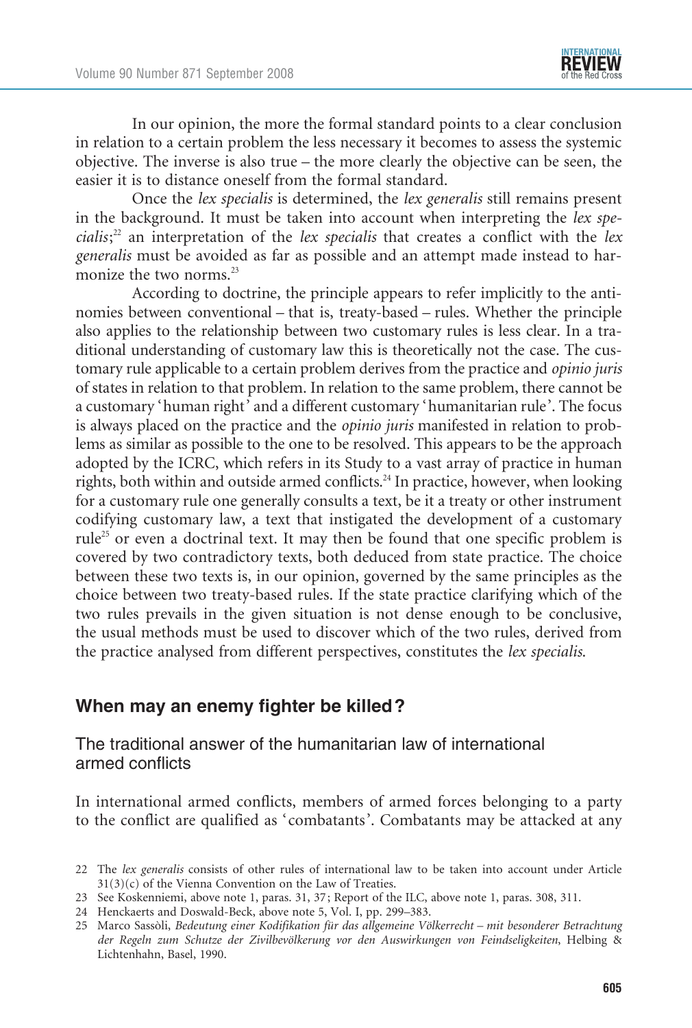In our opinion, the more the formal standard points to a clear conclusion in relation to a certain problem the less necessary it becomes to assess the systemic objective. The inverse is also true – the more clearly the objective can be seen, the easier it is to distance oneself from the formal standard.

Once the *lex specialis* is determined, the *lex generalis* still remains present in the background. It must be taken into account when interpreting the *lex specialis*;[22] an interpretation of the *lex specialis* that creates a conflict with the *lex generalis* must be avoided as far as possible and an attempt made instead to harmonize the two norms.[23]

According to doctrine, the principle appears to refer implicitly to the antinomies between conventional – that is, treaty-based – rules. Whether the principle also applies to the relationship between two customary rules is less clear. In a traditional understanding of customary law this is theoretically not the case. The customary rule applicable to a certain problem derives from the practice and *opinio juris* of states in relation to that problem. In relation to the same problem, there cannot be a customary 'human right' and a different customary 'humanitarian rule'. The focus is always placed on the practice and the *opinio juris* manifested in relation to problems as similar as possible to the one to be resolved. This appears to be the approach adopted by the ICRC, which refers in its Study to a vast array of practice in human rights, both within and outside armed conflicts.[24] In practice, however, when looking for a customary rule one generally consults a text, be it a treaty or other instrument codifying customary law, a text that instigated the development of a customary rule[25] or even a doctrinal text. It may then be found that one specific problem is covered by two contradictory texts, both deduced from state practice. The choice between these two texts is, in our opinion, governed by the same principles as the choice between two treaty-based rules. If the state practice clarifying which of the two rules prevails in the given situation is not dense enough to be conclusive, the usual methods must be used to discover which of the two rules, derived from the practice analysed from different perspectives, constitutes the *lex specialis*.

## When may an enemy fighter be killed?

### The traditional answer of the humanitarian law of international armed conflicts

In international armed conflicts, members of armed forces belonging to a party to the conflict are qualified as 'combatants'. Combatants may be attacked at any

22 The *lex generalis* consists of other rules of international law to be taken into account under Article 31(3)(c) of the Vienna Convention on the Law of Treaties.

23 See Koskenniemi, above note 1, paras. 31, 37; Report of the ILC, above note 1, paras. 308, 311.

24 Henckaerts and Doswald-Beck, above note 5, Vol. I, pp. 299–383.

25 Marco Sassòli, *Bedeutung einer Kodifikation für das allgemeine Völkerrecht – mit besonderer Betrachtung der Regeln zum Schutze der Zivilbevölkerung vor den Auswirkungen von Feindseligkeiten*, Helbing & Lichtenhahn, Basel, 1990.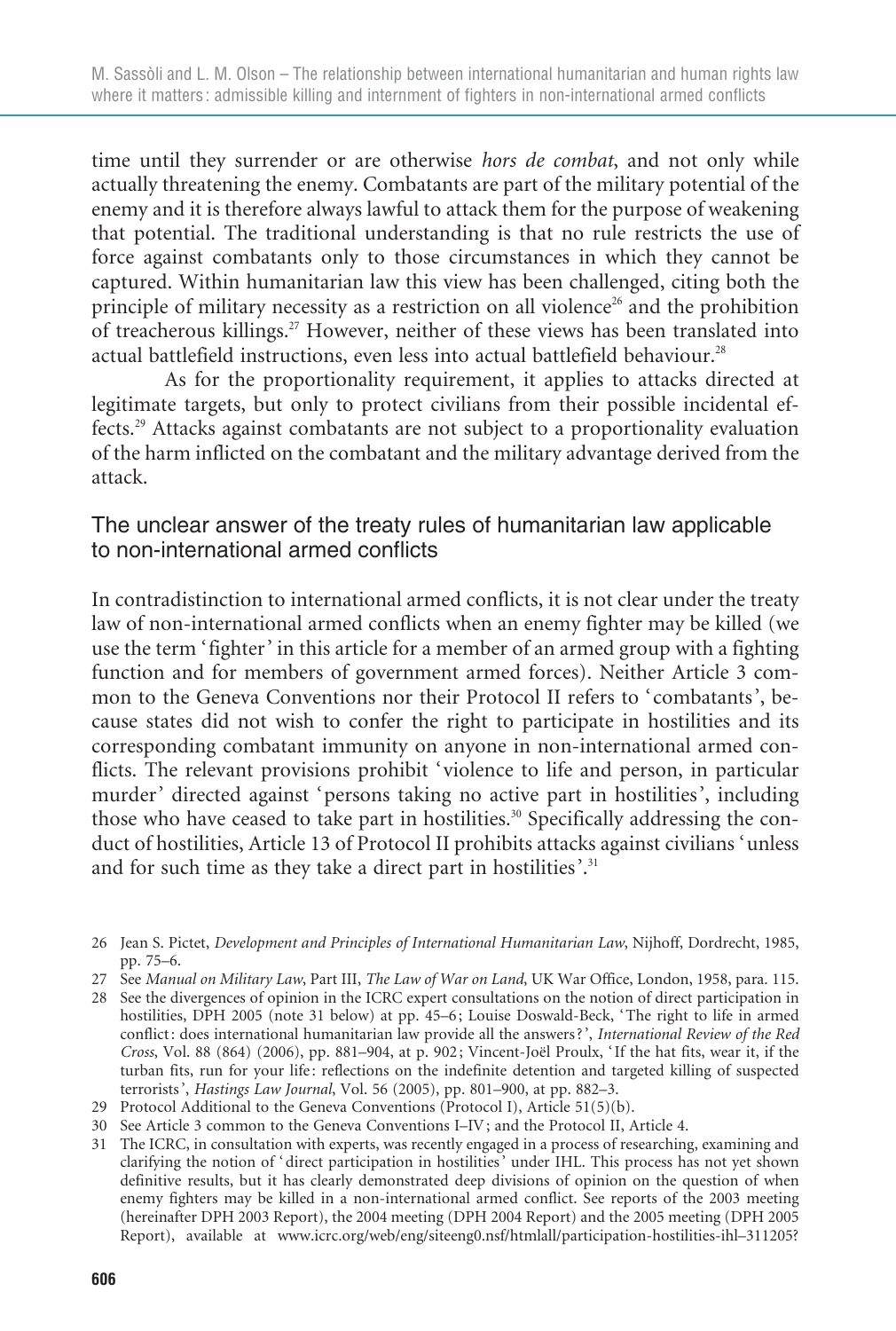time until they surrender or are otherwise *hors de combat*, and not only while actually threatening the enemy. Combatants are part of the military potential of the enemy and it is therefore always lawful to attack them for the purpose of weakening that potential. The traditional understanding is that no rule restricts the use of force against combatants only to those circumstances in which they cannot be captured. Within humanitarian law this view has been challenged, citing both the principle of military necessity as a restriction on all violence[26] and the prohibition of treacherous killings.[27] However, neither of these views has been translated into actual battlefield instructions, even less into actual battlefield behaviour.[28]

As for the proportionality requirement, it applies to attacks directed at legitimate targets, but only to protect civilians from their possible incidental effects.[29] Attacks against combatants are not subject to a proportionality evaluation of the harm inflicted on the combatant and the military advantage derived from the attack.

### The unclear answer of the treaty rules of humanitarian law applicable to non-international armed conflicts

In contradistinction to international armed conflicts, it is not clear under the treaty law of non-international armed conflicts when an enemy fighter may be killed (we use the term 'fighter' in this article for a member of an armed group with a fighting function and for members of government armed forces). Neither Article 3 common to the Geneva Conventions nor their Protocol II refers to 'combatants', because states did not wish to confer the right to participate in hostilities and its corresponding combatant immunity on anyone in non-international armed conflicts. The relevant provisions prohibit 'violence to life and person, in particular murder' directed against 'persons taking no active part in hostilities', including those who have ceased to take part in hostilities.[30] Specifically addressing the conduct of hostilities, Article 13 of Protocol II prohibits attacks against civilians 'unless and for such time as they take a direct part in hostilities'.[31]

---

26 Jean S. Pictet, *Development and Principles of International Humanitarian Law*, Nijhoff, Dordrecht, 1985, pp. 75–6.

27 See *Manual on Military Law*, Part III, *The Law of War on Land*, UK War Office, London, 1958, para. 115.

28 See the divergences of opinion in the ICRC expert consultations on the notion of direct participation in hostilities, DPH 2005 (note 31 below) at pp. 45–6; Louise Doswald-Beck, 'The right to life in armed conflict: does international humanitarian law provide all the answers?', *International Review of the Red Cross*, Vol. 88 (864) (2006), pp. 881–904, at p. 902; Vincent-Joël Proulx, 'If the hat fits, wear it, if the turban fits, run for your life: reflections on the indefinite detention and targeted killing of suspected terrorists', *Hastings Law Journal*, Vol. 56 (2005), pp. 801–900, at pp. 882–3.

29 Protocol Additional to the Geneva Conventions (Protocol I), Article 51(5)(b).

30 See Article 3 common to the Geneva Conventions I–IV; and the Protocol II, Article 4.

31 The ICRC, in consultation with experts, was recently engaged in a process of researching, examining and clarifying the notion of 'direct participation in hostilities' under IHL. This process has not yet shown definitive results, but it has clearly demonstrated deep divisions of opinion on the question of when enemy fighters may be killed in a non-international armed conflict. See reports of the 2003 meeting (hereinafter DPH 2003 Report), the 2004 meeting (DPH 2004 Report) and the 2005 meeting (DPH 2005 Report), available at www.icrc.org/web/eng/siteeng0.nsf/htmlall/participation-hostilities-ihl–311205?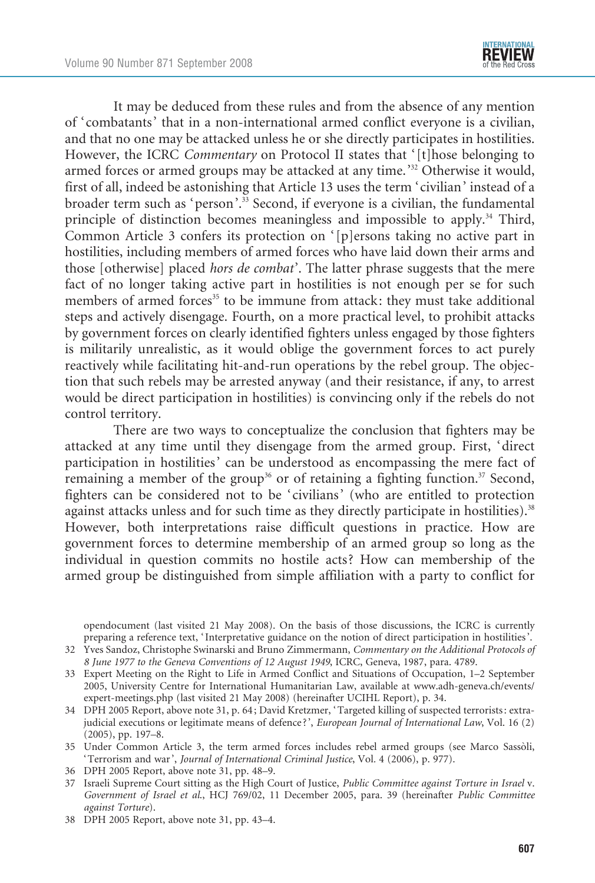It may be deduced from these rules and from the absence of any mention of 'combatants' that in a non-international armed conflict everyone is a civilian, and that no one may be attacked unless he or she directly participates in hostilities. However, the ICRC *Commentary* on Protocol II states that '[t]hose belonging to armed forces or armed groups may be attacked at any time.'[32] Otherwise it would, first of all, indeed be astonishing that Article 13 uses the term 'civilian' instead of a broader term such as 'person'.[33] Second, if everyone is a civilian, the fundamental principle of distinction becomes meaningless and impossible to apply.[34] Third, Common Article 3 confers its protection on '[p]ersons taking no active part in hostilities, including members of armed forces who have laid down their arms and those [otherwise] placed *hors de combat*'. The latter phrase suggests that the mere fact of no longer taking active part in hostilities is not enough per se for such members of armed forces[35] to be immune from attack: they must take additional steps and actively disengage. Fourth, on a more practical level, to prohibit attacks by government forces on clearly identified fighters unless engaged by those fighters is militarily unrealistic, as it would oblige the government forces to act purely reactively while facilitating hit-and-run operations by the rebel group. The objection that such rebels may be arrested anyway (and their resistance, if any, to arrest would be direct participation in hostilities) is convincing only if the rebels do not control territory.

There are two ways to conceptualize the conclusion that fighters may be attacked at any time until they disengage from the armed group. First, 'direct participation in hostilities' can be understood as encompassing the mere fact of remaining a member of the group[36] or of retaining a fighting function.[37] Second, fighters can be considered not to be 'civilians' (who are entitled to protection against attacks unless and for such time as they directly participate in hostilities).[38] However, both interpretations raise difficult questions in practice. How are government forces to determine membership of an armed group so long as the individual in question commits no hostile acts? How can membership of the armed group be distinguished from simple affiliation with a party to conflict for

---

opendocument (last visited 21 May 2008). On the basis of those discussions, the ICRC is currently preparing a reference text, 'Interpretative guidance on the notion of direct participation in hostilities'.

32 Yves Sandoz, Christophe Swinarski and Bruno Zimmermann, *Commentary on the Additional Protocols of 8 June 1977 to the Geneva Conventions of 12 August 1949*, ICRC, Geneva, 1987, para. 4789.

33 Expert Meeting on the Right to Life in Armed Conflict and Situations of Occupation, 1–2 September 2005, University Centre for International Humanitarian Law, available at www.adh-geneva.ch/events/expert-meetings.php (last visited 21 May 2008) (hereinafter UCIHL Report), p. 34.

34 DPH 2005 Report, above note 31, p. 64; David Kretzmer, 'Targeted killing of suspected terrorists: extra-judicial executions or legitimate means of defence?', *European Journal of International Law*, Vol. 16 (2) (2005), pp. 197–8.

35 Under Common Article 3, the term armed forces includes rebel armed groups (see Marco Sassòli, 'Terrorism and war', *Journal of International Criminal Justice*, Vol. 4 (2006), p. 977).

36 DPH 2005 Report, above note 31, pp. 48–9.

37 Israeli Supreme Court sitting as the High Court of Justice, *Public Committee against Torture in Israel* v. *Government of Israel et al.*, HCJ 769/02, 11 December 2005, para. 39 (hereinafter *Public Committee against Torture*).

38 DPH 2005 Report, above note 31, pp. 43–4.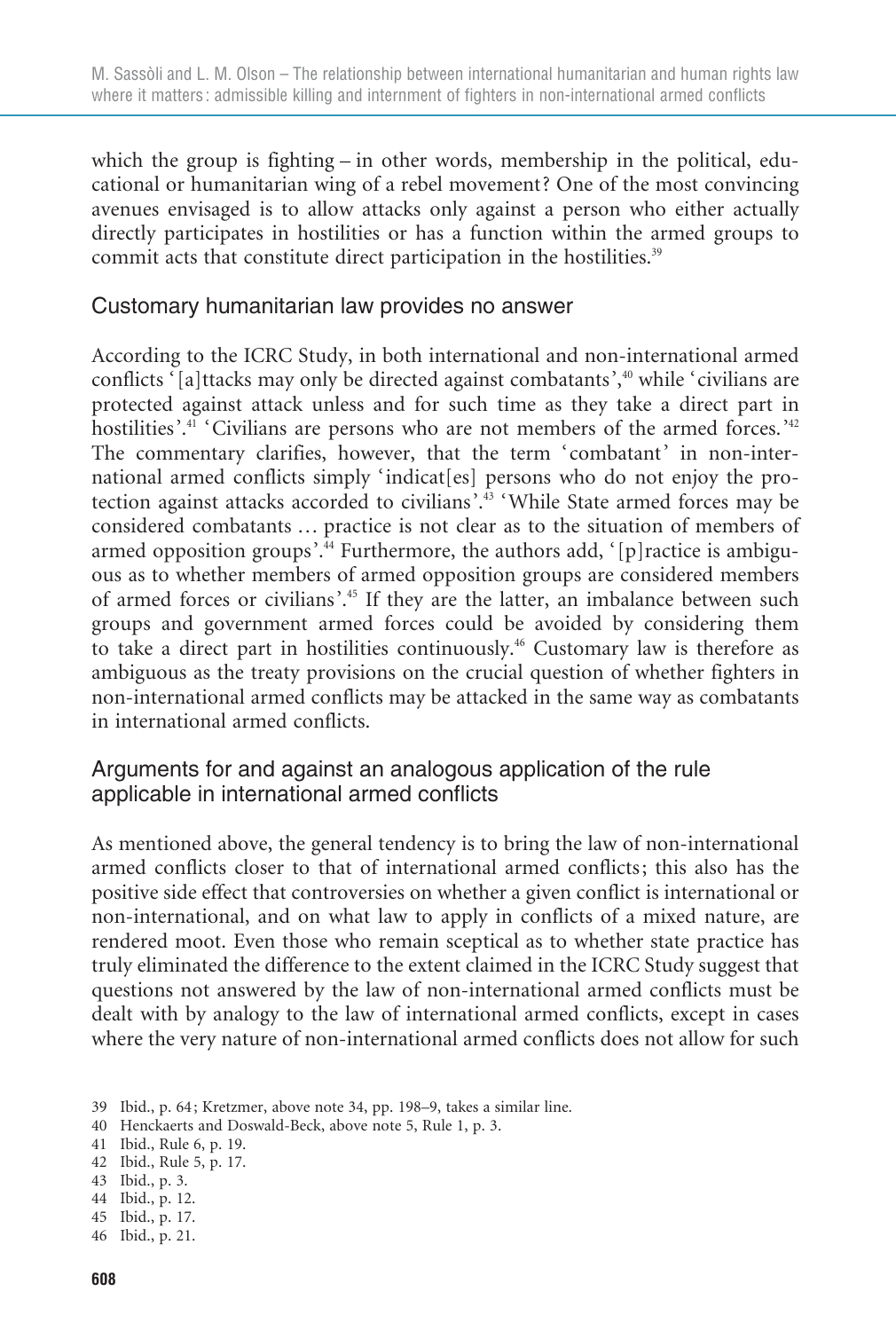which the group is fighting – in other words, membership in the political, educational or humanitarian wing of a rebel movement? One of the most convincing avenues envisaged is to allow attacks only against a person who either actually directly participates in hostilities or has a function within the armed groups to commit acts that constitute direct participation in the hostilities.[39]

## Customary humanitarian law provides no answer

According to the ICRC Study, in both international and non-international armed conflicts '[a]ttacks may only be directed against combatants',[40] while 'civilians are protected against attack unless and for such time as they take a direct part in hostilities'.[41] 'Civilians are persons who are not members of the armed forces.'[42] The commentary clarifies, however, that the term 'combatant' in non-international armed conflicts simply 'indicat[es] persons who do not enjoy the protection against attacks accorded to civilians'.[43] 'While State armed forces may be considered combatants … practice is not clear as to the situation of members of armed opposition groups'.[44] Furthermore, the authors add, '[p]ractice is ambiguous as to whether members of armed opposition groups are considered members of armed forces or civilians'.[45] If they are the latter, an imbalance between such groups and government armed forces could be avoided by considering them to take a direct part in hostilities continuously.[46] Customary law is therefore as ambiguous as the treaty provisions on the crucial question of whether fighters in non-international armed conflicts may be attacked in the same way as combatants in international armed conflicts.

## Arguments for and against an analogous application of the rule applicable in international armed conflicts

As mentioned above, the general tendency is to bring the law of non-international armed conflicts closer to that of international armed conflicts; this also has the positive side effect that controversies on whether a given conflict is international or non-international, and on what law to apply in conflicts of a mixed nature, are rendered moot. Even those who remain sceptical as to whether state practice has truly eliminated the difference to the extent claimed in the ICRC Study suggest that questions not answered by the law of non-international armed conflicts must be dealt with by analogy to the law of international armed conflicts, except in cases where the very nature of non-international armed conflicts does not allow for such

39 Ibid., p. 64; Kretzmer, above note 34, pp. 198–9, takes a similar line.

40 Henckaerts and Doswald-Beck, above note 5, Rule 1, p. 3.

41 Ibid., Rule 6, p. 19.

42 Ibid., Rule 5, p. 17.

43 Ibid., p. 3.

44 Ibid., p. 12.

45 Ibid., p. 17.

46 Ibid., p. 21.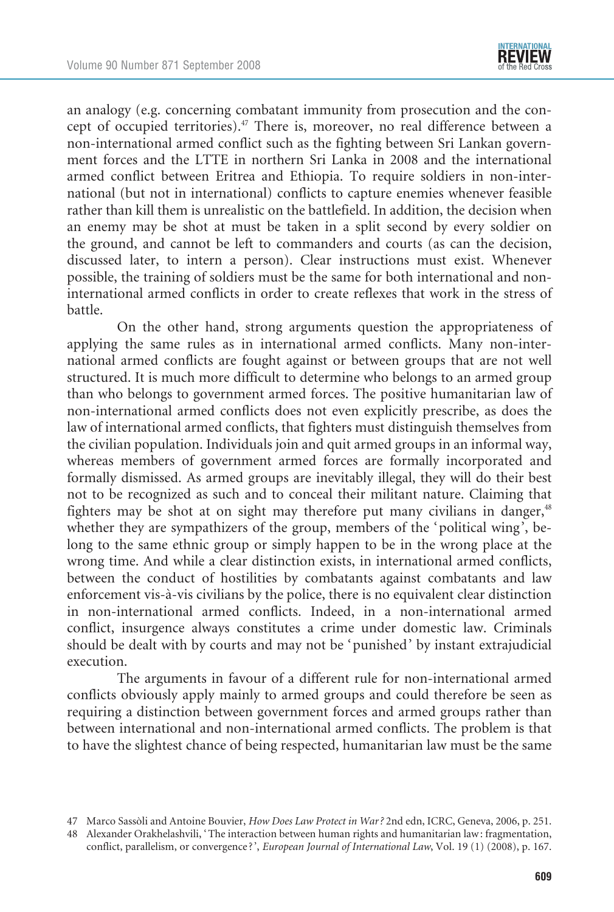an analogy (e.g. concerning combatant immunity from prosecution and the concept of occupied territories).[47] There is, moreover, no real difference between a non-international armed conflict such as the fighting between Sri Lankan government forces and the LTTE in northern Sri Lanka in 2008 and the international armed conflict between Eritrea and Ethiopia. To require soldiers in non-international (but not in international) conflicts to capture enemies whenever feasible rather than kill them is unrealistic on the battlefield. In addition, the decision when an enemy may be shot at must be taken in a split second by every soldier on the ground, and cannot be left to commanders and courts (as can the decision, discussed later, to intern a person). Clear instructions must exist. Whenever possible, the training of soldiers must be the same for both international and non-international armed conflicts in order to create reflexes that work in the stress of battle.

On the other hand, strong arguments question the appropriateness of applying the same rules as in international armed conflicts. Many non-international armed conflicts are fought against or between groups that are not well structured. It is much more difficult to determine who belongs to an armed group than who belongs to government armed forces. The positive humanitarian law of non-international armed conflicts does not even explicitly prescribe, as does the law of international armed conflicts, that fighters must distinguish themselves from the civilian population. Individuals join and quit armed groups in an informal way, whereas members of government armed forces are formally incorporated and formally dismissed. As armed groups are inevitably illegal, they will do their best not to be recognized as such and to conceal their militant nature. Claiming that fighters may be shot at on sight may therefore put many civilians in danger,[48] whether they are sympathizers of the group, members of the 'political wing', belong to the same ethnic group or simply happen to be in the wrong place at the wrong time. And while a clear distinction exists, in international armed conflicts, between the conduct of hostilities by combatants against combatants and law enforcement vis-à-vis civilians by the police, there is no equivalent clear distinction in non-international armed conflicts. Indeed, in a non-international armed conflict, insurgence always constitutes a crime under domestic law. Criminals should be dealt with by courts and may not be 'punished' by instant extrajudicial execution.

The arguments in favour of a different rule for non-international armed conflicts obviously apply mainly to armed groups and could therefore be seen as requiring a distinction between government forces and armed groups rather than between international and non-international armed conflicts. The problem is that to have the slightest chance of being respected, humanitarian law must be the same

47 Marco Sassòli and Antoine Bouvier, *How Does Law Protect in War?* 2nd edn, ICRC, Geneva, 2006, p. 251.

48 Alexander Orakhelashvili, 'The interaction between human rights and humanitarian law: fragmentation, conflict, parallelism, or convergence?', *European Journal of International Law*, Vol. 19 (1) (2008), p. 167.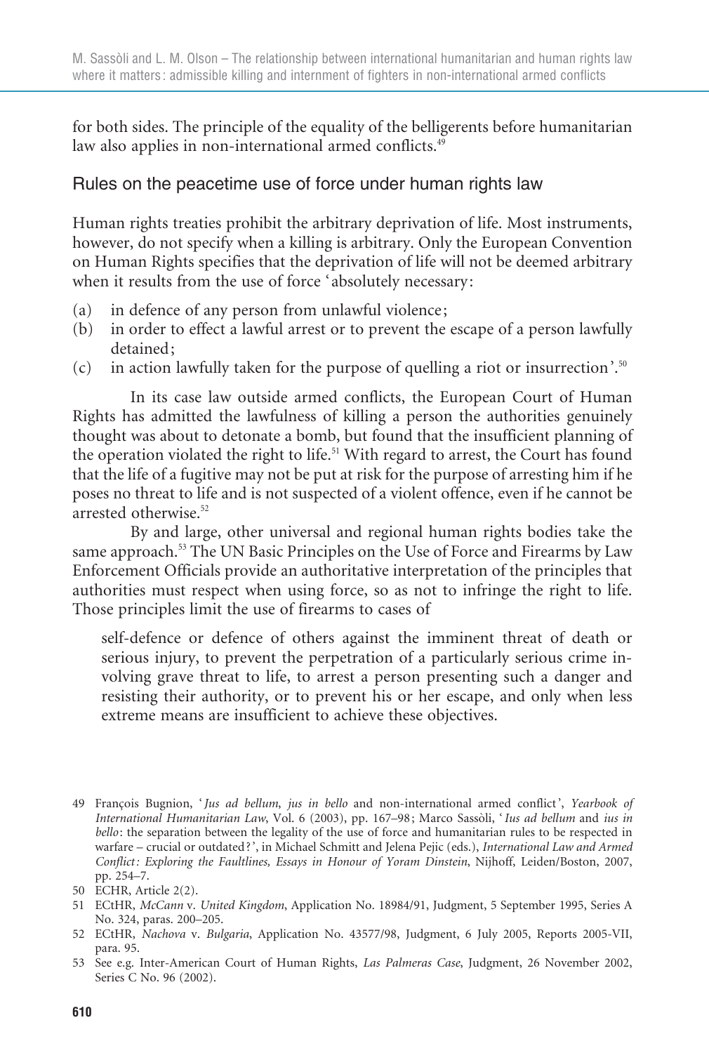for both sides. The principle of the equality of the belligerents before humanitarian law also applies in non-international armed conflicts.[49]

## Rules on the peacetime use of force under human rights law

Human rights treaties prohibit the arbitrary deprivation of life. Most instruments, however, do not specify when a killing is arbitrary. Only the European Convention on Human Rights specifies that the deprivation of life will not be deemed arbitrary when it results from the use of force 'absolutely necessary:

(a) in defence of any person from unlawful violence;
(b) in order to effect a lawful arrest or to prevent the escape of a person lawfully detained;
(c) in action lawfully taken for the purpose of quelling a riot or insurrection'.[50]

In its case law outside armed conflicts, the European Court of Human Rights has admitted the lawfulness of killing a person the authorities genuinely thought was about to detonate a bomb, but found that the insufficient planning of the operation violated the right to life.[51] With regard to arrest, the Court has found that the life of a fugitive may not be put at risk for the purpose of arresting him if he poses no threat to life and is not suspected of a violent offence, even if he cannot be arrested otherwise.[52]

By and large, other universal and regional human rights bodies take the same approach.[53] The UN Basic Principles on the Use of Force and Firearms by Law Enforcement Officials provide an authoritative interpretation of the principles that authorities must respect when using force, so as not to infringe the right to life. Those principles limit the use of firearms to cases of

> self-defence or defence of others against the imminent threat of death or serious injury, to prevent the perpetration of a particularly serious crime involving grave threat to life, to arrest a person presenting such a danger and resisting their authority, or to prevent his or her escape, and only when less extreme means are insufficient to achieve these objectives.

---

49 François Bugnion, '*Jus ad bellum, jus in bello* and non-international armed conflict', *Yearbook of International Humanitarian Law*, Vol. 6 (2003), pp. 167–98; Marco Sassòli, '*Ius ad bellum* and *ius in bello*: the separation between the legality of the use of force and humanitarian rules to be respected in warfare – crucial or outdated?', in Michael Schmitt and Jelena Pejic (eds.), *International Law and Armed Conflict: Exploring the Faultlines, Essays in Honour of Yoram Dinstein*, Nijhoff, Leiden/Boston, 2007, pp. 254–7.

50 ECHR, Article 2(2).

51 ECtHR, *McCann* v. *United Kingdom*, Application No. 18984/91, Judgment, 5 September 1995, Series A No. 324, paras. 200–205.

52 ECtHR, *Nachova* v. *Bulgaria*, Application No. 43577/98, Judgment, 6 July 2005, Reports 2005-VII, para. 95.

53 See e.g. Inter-American Court of Human Rights, *Las Palmeras Case*, Judgment, 26 November 2002, Series C No. 96 (2002).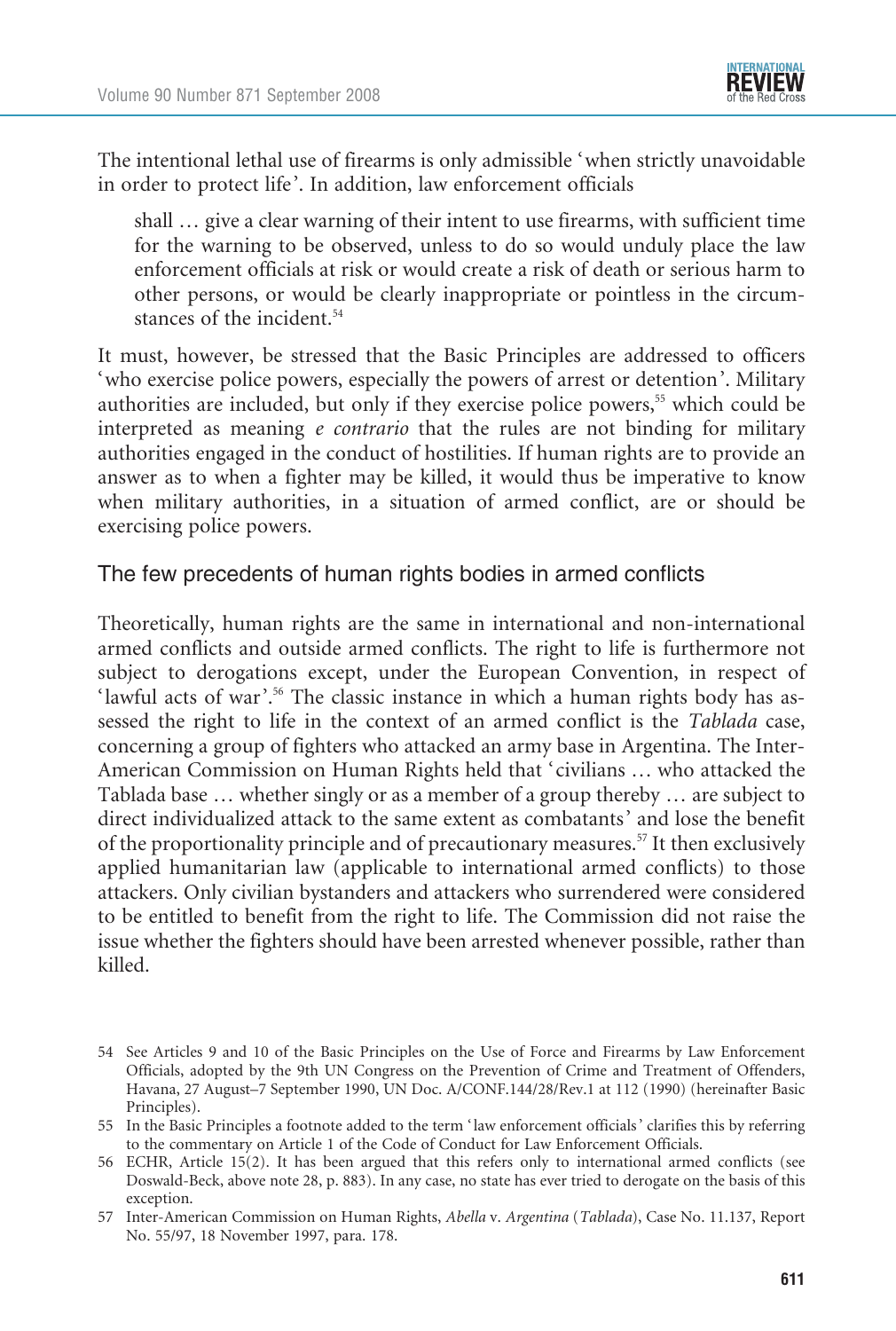The intentional lethal use of firearms is only admissible 'when strictly unavoidable in order to protect life'. In addition, law enforcement officials

> shall … give a clear warning of their intent to use firearms, with sufficient time for the warning to be observed, unless to do so would unduly place the law enforcement officials at risk or would create a risk of death or serious harm to other persons, or would be clearly inappropriate or pointless in the circumstances of the incident.[54]

It must, however, be stressed that the Basic Principles are addressed to officers 'who exercise police powers, especially the powers of arrest or detention'. Military authorities are included, but only if they exercise police powers,[55] which could be interpreted as meaning *e contrario* that the rules are not binding for military authorities engaged in the conduct of hostilities. If human rights are to provide an answer as to when a fighter may be killed, it would thus be imperative to know when military authorities, in a situation of armed conflict, are or should be exercising police powers.

## The few precedents of human rights bodies in armed conflicts

Theoretically, human rights are the same in international and non-international armed conflicts and outside armed conflicts. The right to life is furthermore not subject to derogations except, under the European Convention, in respect of 'lawful acts of war'.[56] The classic instance in which a human rights body has assessed the right to life in the context of an armed conflict is the *Tablada* case, concerning a group of fighters who attacked an army base in Argentina. The Inter-American Commission on Human Rights held that 'civilians … who attacked the Tablada base … whether singly or as a member of a group thereby … are subject to direct individualized attack to the same extent as combatants' and lose the benefit of the proportionality principle and of precautionary measures.[57] It then exclusively applied humanitarian law (applicable to international armed conflicts) to those attackers. Only civilian bystanders and attackers who surrendered were considered to be entitled to benefit from the right to life. The Commission did not raise the issue whether the fighters should have been arrested whenever possible, rather than killed.

---

54 See Articles 9 and 10 of the Basic Principles on the Use of Force and Firearms by Law Enforcement Officials, adopted by the 9th UN Congress on the Prevention of Crime and Treatment of Offenders, Havana, 27 August–7 September 1990, UN Doc. A/CONF.144/28/Rev.1 at 112 (1990) (hereinafter Basic Principles).

55 In the Basic Principles a footnote added to the term 'law enforcement officials' clarifies this by referring to the commentary on Article 1 of the Code of Conduct for Law Enforcement Officials.

56 ECHR, Article 15(2). It has been argued that this refers only to international armed conflicts (see Doswald-Beck, above note 28, p. 883). In any case, no state has ever tried to derogate on the basis of this exception.

57 Inter-American Commission on Human Rights, *Abella* v. *Argentina* (*Tablada*), Case No. 11.137, Report No. 55/97, 18 November 1997, para. 178.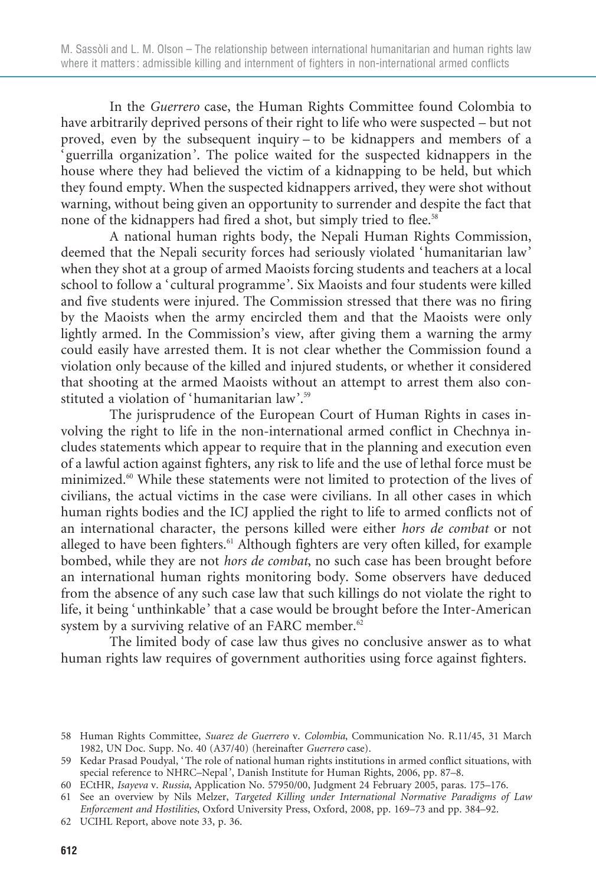In the *Guerrero* case, the Human Rights Committee found Colombia to have arbitrarily deprived persons of their right to life who were suspected – but not proved, even by the subsequent inquiry – to be kidnappers and members of a 'guerrilla organization'. The police waited for the suspected kidnappers in the house where they had believed the victim of a kidnapping to be held, but which they found empty. When the suspected kidnappers arrived, they were shot without warning, without being given an opportunity to surrender and despite the fact that none of the kidnappers had fired a shot, but simply tried to flee.[58]

A national human rights body, the Nepali Human Rights Commission, deemed that the Nepali security forces had seriously violated 'humanitarian law' when they shot at a group of armed Maoists forcing students and teachers at a local school to follow a 'cultural programme'. Six Maoists and four students were killed and five students were injured. The Commission stressed that there was no firing by the Maoists when the army encircled them and that the Maoists were only lightly armed. In the Commission's view, after giving them a warning the army could easily have arrested them. It is not clear whether the Commission found a violation only because of the killed and injured students, or whether it considered that shooting at the armed Maoists without an attempt to arrest them also constituted a violation of 'humanitarian law'.[59]

The jurisprudence of the European Court of Human Rights in cases involving the right to life in the non-international armed conflict in Chechnya includes statements which appear to require that in the planning and execution even of a lawful action against fighters, any risk to life and the use of lethal force must be minimized.[60] While these statements were not limited to protection of the lives of civilians, the actual victims in the case were civilians. In all other cases in which human rights bodies and the ICJ applied the right to life to armed conflicts not of an international character, the persons killed were either *hors de combat* or not alleged to have been fighters.[61] Although fighters are very often killed, for example bombed, while they are not *hors de combat*, no such case has been brought before an international human rights monitoring body. Some observers have deduced from the absence of any such case law that such killings do not violate the right to life, it being 'unthinkable' that a case would be brought before the Inter-American system by a surviving relative of an FARC member.[62]

The limited body of case law thus gives no conclusive answer as to what human rights law requires of government authorities using force against fighters.

---

58 Human Rights Committee, *Suarez de Guerrero* v. *Colombia*, Communication No. R.11/45, 31 March 1982, UN Doc. Supp. No. 40 (A37/40) (hereinafter *Guerrero* case).

59 Kedar Prasad Poudyal, 'The role of national human rights institutions in armed conflict situations, with special reference to NHRC–Nepal', Danish Institute for Human Rights, 2006, pp. 87–8.

60 ECtHR, *Isayeva* v. *Russia*, Application No. 57950/00, Judgment 24 February 2005, paras. 175–176.

61 See an overview by Nils Melzer, *Targeted Killing under International Normative Paradigms of Law Enforcement and Hostilities*, Oxford University Press, Oxford, 2008, pp. 169–73 and pp. 384–92.

62 UCIHL Report, above note 33, p. 36.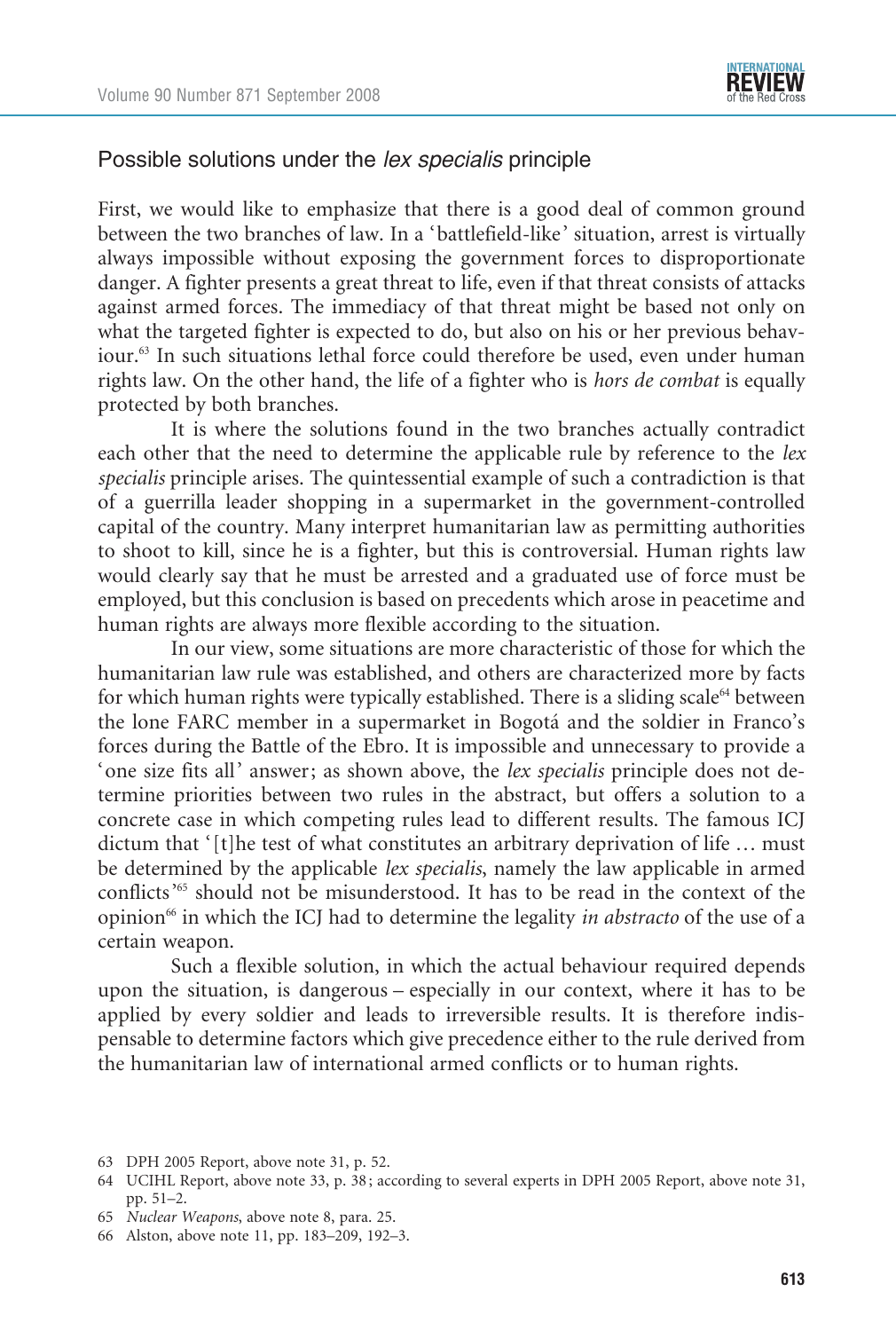## Possible solutions under the *lex specialis* principle

First, we would like to emphasize that there is a good deal of common ground between the two branches of law. In a 'battlefield-like' situation, arrest is virtually always impossible without exposing the government forces to disproportionate danger. A fighter presents a great threat to life, even if that threat consists of attacks against armed forces. The immediacy of that threat might be based not only on what the targeted fighter is expected to do, but also on his or her previous behaviour.[63] In such situations lethal force could therefore be used, even under human rights law. On the other hand, the life of a fighter who is *hors de combat* is equally protected by both branches.

It is where the solutions found in the two branches actually contradict each other that the need to determine the applicable rule by reference to the *lex specialis* principle arises. The quintessential example of such a contradiction is that of a guerrilla leader shopping in a supermarket in the government-controlled capital of the country. Many interpret humanitarian law as permitting authorities to shoot to kill, since he is a fighter, but this is controversial. Human rights law would clearly say that he must be arrested and a graduated use of force must be employed, but this conclusion is based on precedents which arose in peacetime and human rights are always more flexible according to the situation.

In our view, some situations are more characteristic of those for which the humanitarian law rule was established, and others are characterized more by facts for which human rights were typically established. There is a sliding scale[64] between the lone FARC member in a supermarket in Bogotá and the soldier in Franco's forces during the Battle of the Ebro. It is impossible and unnecessary to provide a 'one size fits all' answer; as shown above, the *lex specialis* principle does not determine priorities between two rules in the abstract, but offers a solution to a concrete case in which competing rules lead to different results. The famous ICJ dictum that '[t]he test of what constitutes an arbitrary deprivation of life … must be determined by the applicable *lex specialis*, namely the law applicable in armed conflicts'[65] should not be misunderstood. It has to be read in the context of the opinion[66] in which the ICJ had to determine the legality *in abstracto* of the use of a certain weapon.

Such a flexible solution, in which the actual behaviour required depends upon the situation, is dangerous – especially in our context, where it has to be applied by every soldier and leads to irreversible results. It is therefore indispensable to determine factors which give precedence either to the rule derived from the humanitarian law of international armed conflicts or to human rights.

---

63 DPH 2005 Report, above note 31, p. 52.

64 UCIHL Report, above note 33, p. 38; according to several experts in DPH 2005 Report, above note 31, pp. 51–2.

65 *Nuclear Weapons*, above note 8, para. 25.

66 Alston, above note 11, pp. 183–209, 192–3.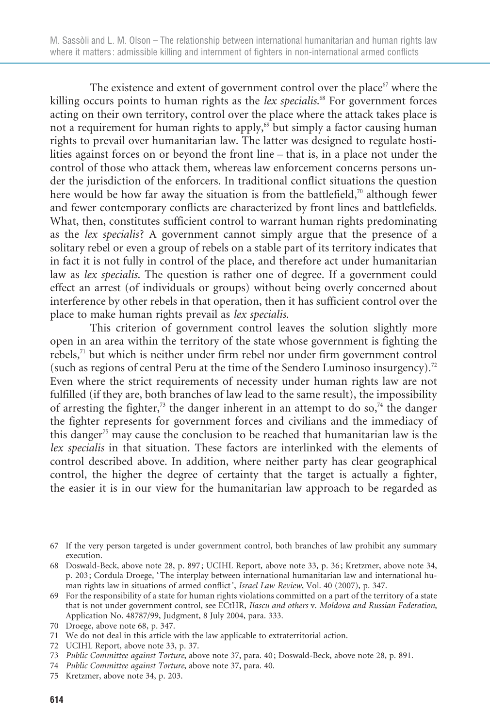The existence and extent of government control over the place[67] where the killing occurs points to human rights as the *lex specialis*.[68] For government forces acting on their own territory, control over the place where the attack takes place is not a requirement for human rights to apply,[69] but simply a factor causing human rights to prevail over humanitarian law. The latter was designed to regulate hostilities against forces on or beyond the front line – that is, in a place not under the control of those who attack them, whereas law enforcement concerns persons under the jurisdiction of the enforcers. In traditional conflict situations the question here would be how far away the situation is from the battlefield,[70] although fewer and fewer contemporary conflicts are characterized by front lines and battlefields. What, then, constitutes sufficient control to warrant human rights predominating as the *lex specialis*? A government cannot simply argue that the presence of a solitary rebel or even a group of rebels on a stable part of its territory indicates that in fact it is not fully in control of the place, and therefore act under humanitarian law as *lex specialis*. The question is rather one of degree. If a government could effect an arrest (of individuals or groups) without being overly concerned about interference by other rebels in that operation, then it has sufficient control over the place to make human rights prevail as *lex specialis*.

This criterion of government control leaves the solution slightly more open in an area within the territory of the state whose government is fighting the rebels,[71] but which is neither under firm rebel nor under firm government control (such as regions of central Peru at the time of the Sendero Luminoso insurgency).[72] Even where the strict requirements of necessity under human rights law are not fulfilled (if they are, both branches of law lead to the same result), the impossibility of arresting the fighter,[73] the danger inherent in an attempt to do so,[74] the danger the fighter represents for government forces and civilians and the immediacy of this danger[75] may cause the conclusion to be reached that humanitarian law is the *lex specialis* in that situation. These factors are interlinked with the elements of control described above. In addition, where neither party has clear geographical control, the higher the degree of certainty that the target is actually a fighter, the easier it is in our view for the humanitarian law approach to be regarded as

---

67 If the very person targeted is under government control, both branches of law prohibit any summary execution.

68 Doswald-Beck, above note 28, p. 897; UCIHL Report, above note 33, p. 36; Kretzmer, above note 34, p. 203; Cordula Droege, 'The interplay between international humanitarian law and international human rights law in situations of armed conflict', *Israel Law Review*, Vol. 40 (2007), p. 347.

69 For the responsibility of a state for human rights violations committed on a part of the territory of a state that is not under government control, see ECtHR, *Ilascu and others* v. *Moldova and Russian Federation*, Application No. 48787/99, Judgment, 8 July 2004, para. 333.

70 Droege, above note 68, p. 347.

71 We do not deal in this article with the law applicable to extraterritorial action.

72 UCIHL Report, above note 33, p. 37.

73 *Public Committee against Torture*, above note 37, para. 40; Doswald-Beck, above note 28, p. 891.

74 *Public Committee against Torture*, above note 37, para. 40.

75 Kretzmer, above note 34, p. 203.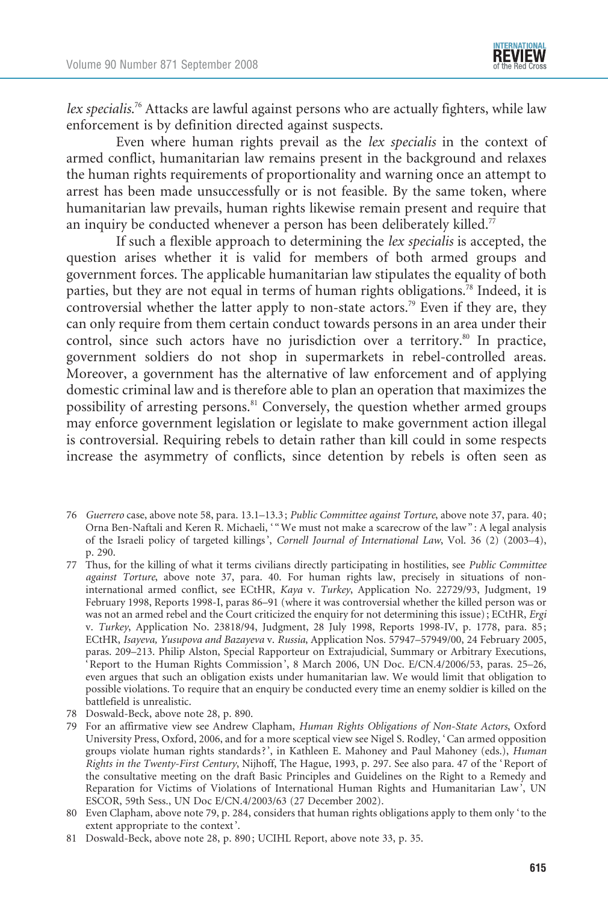*lex specialis*.[76] Attacks are lawful against persons who are actually fighters, while law enforcement is by definition directed against suspects.

Even where human rights prevail as the *lex specialis* in the context of armed conflict, humanitarian law remains present in the background and relaxes the human rights requirements of proportionality and warning once an attempt to arrest has been made unsuccessfully or is not feasible. By the same token, where humanitarian law prevails, human rights likewise remain present and require that an inquiry be conducted whenever a person has been deliberately killed.[77]

If such a flexible approach to determining the *lex specialis* is accepted, the question arises whether it is valid for members of both armed groups and government forces. The applicable humanitarian law stipulates the equality of both parties, but they are not equal in terms of human rights obligations.[78] Indeed, it is controversial whether the latter apply to non-state actors.[79] Even if they are, they can only require from them certain conduct towards persons in an area under their control, since such actors have no jurisdiction over a territory.[80] In practice, government soldiers do not shop in supermarkets in rebel-controlled areas. Moreover, a government has the alternative of law enforcement and of applying domestic criminal law and is therefore able to plan an operation that maximizes the possibility of arresting persons.[81] Conversely, the question whether armed groups may enforce government legislation or legislate to make government action illegal is controversial. Requiring rebels to detain rather than kill could in some respects increase the asymmetry of conflicts, since detention by rebels is often seen as

---

76 *Guerrero* case, above note 58, para. 13.1–13.3; *Public Committee against Torture*, above note 37, para. 40; Orna Ben-Naftali and Keren R. Michaeli, '"We must not make a scarecrow of the law": A legal analysis of the Israeli policy of targeted killings', *Cornell Journal of International Law*, Vol. 36 (2) (2003–4), p. 290.

77 Thus, for the killing of what it terms civilians directly participating in hostilities, see *Public Committee against Torture*, above note 37, para. 40. For human rights law, precisely in situations of non-international armed conflict, see ECtHR, *Kaya* v. *Turkey*, Application No. 22729/93, Judgment, 19 February 1998, Reports 1998-I, paras 86–91 (where it was controversial whether the killed person was or was not an armed rebel and the Court criticized the enquiry for not determining this issue); ECtHR, *Ergi* v. *Turkey*, Application No. 23818/94, Judgment, 28 July 1998, Reports 1998-IV, p. 1778, para. 85; ECtHR, *Isayeva, Yusupova and Bazayeva* v. *Russia*, Application Nos. 57947–57949/00, 24 February 2005, paras. 209–213. Philip Alston, Special Rapporteur on Extrajudicial, Summary or Arbitrary Executions, 'Report to the Human Rights Commission', 8 March 2006, UN Doc. E/CN.4/2006/53, paras. 25–26, even argues that such an obligation exists under humanitarian law. We would limit that obligation to possible violations. To require that an enquiry be conducted every time an enemy soldier is killed on the battlefield is unrealistic.

78 Doswald-Beck, above note 28, p. 890.

79 For an affirmative view see Andrew Clapham, *Human Rights Obligations of Non-State Actors*, Oxford University Press, Oxford, 2006, and for a more sceptical view see Nigel S. Rodley, 'Can armed opposition groups violate human rights standards?', in Kathleen E. Mahoney and Paul Mahoney (eds.), *Human Rights in the Twenty-First Century*, Nijhoff, The Hague, 1993, p. 297. See also para. 47 of the 'Report of the consultative meeting on the draft Basic Principles and Guidelines on the Right to a Remedy and Reparation for Victims of Violations of International Human Rights and Humanitarian Law', UN ESCOR, 59th Sess., UN Doc E/CN.4/2003/63 (27 December 2002).

80 Even Clapham, above note 79, p. 284, considers that human rights obligations apply to them only 'to the extent appropriate to the context'.

81 Doswald-Beck, above note 28, p. 890; UCIHL Report, above note 33, p. 35.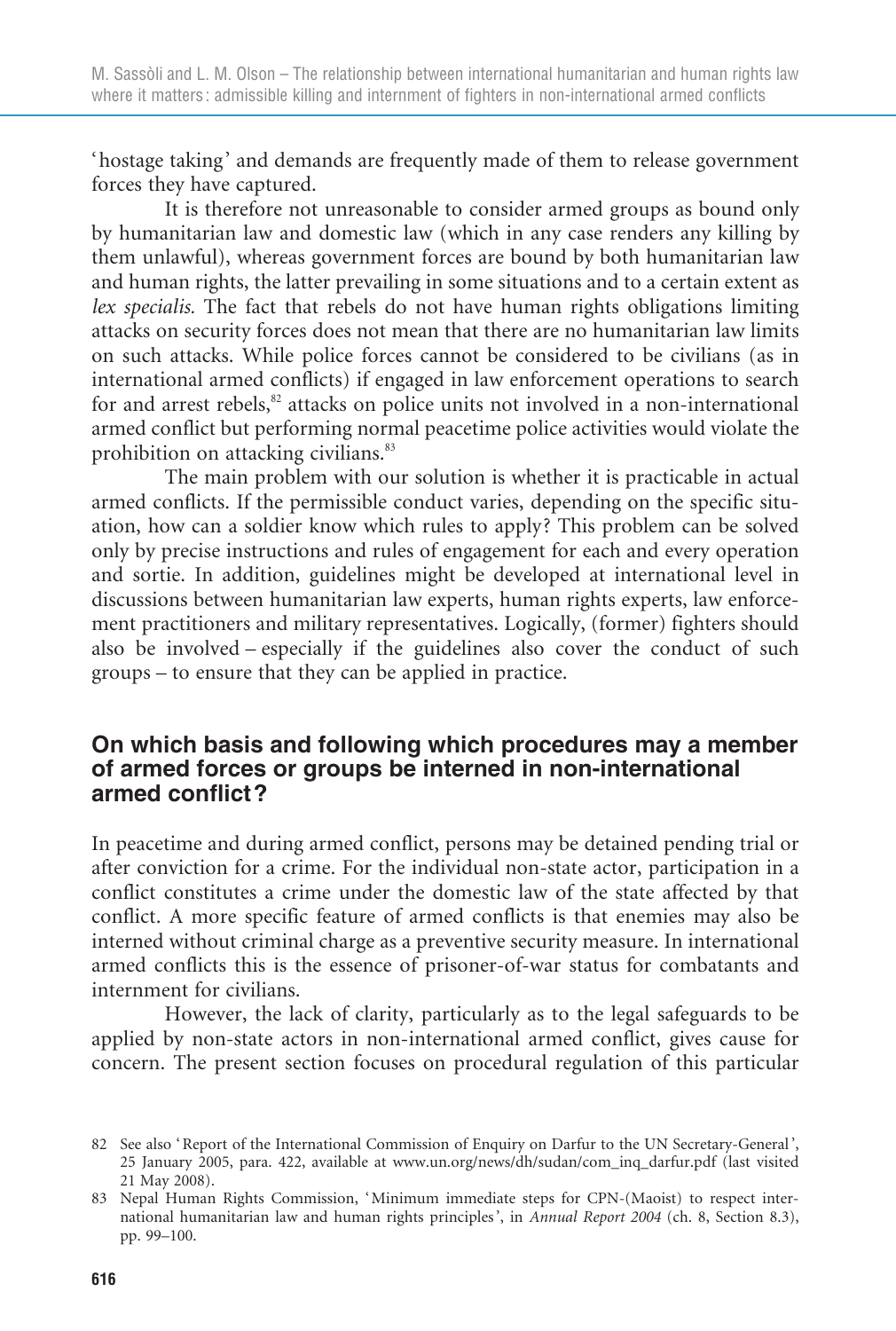'hostage taking' and demands are frequently made of them to release government forces they have captured.

It is therefore not unreasonable to consider armed groups as bound only by humanitarian law and domestic law (which in any case renders any killing by them unlawful), whereas government forces are bound by both humanitarian law and human rights, the latter prevailing in some situations and to a certain extent as *lex specialis*. The fact that rebels do not have human rights obligations limiting attacks on security forces does not mean that there are no humanitarian law limits on such attacks. While police forces cannot be considered to be civilians (as in international armed conflicts) if engaged in law enforcement operations to search for and arrest rebels,[82] attacks on police units not involved in a non-international armed conflict but performing normal peacetime police activities would violate the prohibition on attacking civilians.[83]

The main problem with our solution is whether it is practicable in actual armed conflicts. If the permissible conduct varies, depending on the specific situation, how can a soldier know which rules to apply? This problem can be solved only by precise instructions and rules of engagement for each and every operation and sortie. In addition, guidelines might be developed at international level in discussions between humanitarian law experts, human rights experts, law enforcement practitioners and military representatives. Logically, (former) fighters should also be involved – especially if the guidelines also cover the conduct of such groups – to ensure that they can be applied in practice.

## On which basis and following which procedures may a member of armed forces or groups be interned in non-international armed conflict?

In peacetime and during armed conflict, persons may be detained pending trial or after conviction for a crime. For the individual non-state actor, participation in a conflict constitutes a crime under the domestic law of the state affected by that conflict. A more specific feature of armed conflicts is that enemies may also be interned without criminal charge as a preventive security measure. In international armed conflicts this is the essence of prisoner-of-war status for combatants and internment for civilians.

However, the lack of clarity, particularly as to the legal safeguards to be applied by non-state actors in non-international armed conflict, gives cause for concern. The present section focuses on procedural regulation of this particular

82 See also 'Report of the International Commission of Enquiry on Darfur to the UN Secretary-General', 25 January 2005, para. 422, available at www.un.org/news/dh/sudan/com_inq_darfur.pdf (last visited 21 May 2008).

83 Nepal Human Rights Commission, 'Minimum immediate steps for CPN-(Maoist) to respect international humanitarian law and human rights principles', in *Annual Report 2004* (ch. 8, Section 8.3), pp. 99–100.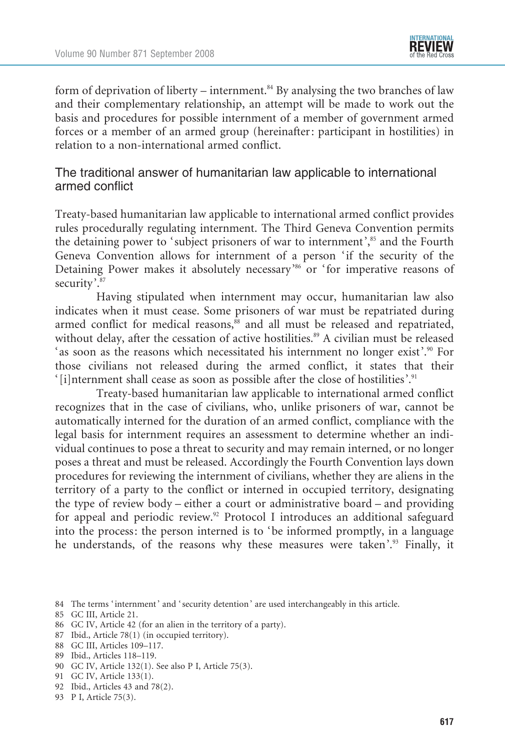form of deprivation of liberty – internment.[84] By analysing the two branches of law and their complementary relationship, an attempt will be made to work out the basis and procedures for possible internment of a member of government armed forces or a member of an armed group (hereinafter: participant in hostilities) in relation to a non-international armed conflict.

## The traditional answer of humanitarian law applicable to international armed conflict

Treaty-based humanitarian law applicable to international armed conflict provides rules procedurally regulating internment. The Third Geneva Convention permits the detaining power to 'subject prisoners of war to internment',[85] and the Fourth Geneva Convention allows for internment of a person 'if the security of the Detaining Power makes it absolutely necessary'[86] or 'for imperative reasons of security'.[87]

Having stipulated when internment may occur, humanitarian law also indicates when it must cease. Some prisoners of war must be repatriated during armed conflict for medical reasons,[88] and all must be released and repatriated, without delay, after the cessation of active hostilities.[89] A civilian must be released 'as soon as the reasons which necessitated his internment no longer exist'.[90] For those civilians not released during the armed conflict, it states that their '[i]nternment shall cease as soon as possible after the close of hostilities'.[91]

Treaty-based humanitarian law applicable to international armed conflict recognizes that in the case of civilians, who, unlike prisoners of war, cannot be automatically interned for the duration of an armed conflict, compliance with the legal basis for internment requires an assessment to determine whether an individual continues to pose a threat to security and may remain interned, or no longer poses a threat and must be released. Accordingly the Fourth Convention lays down procedures for reviewing the internment of civilians, whether they are aliens in the territory of a party to the conflict or interned in occupied territory, designating the type of review body – either a court or administrative board – and providing for appeal and periodic review.[92] Protocol I introduces an additional safeguard into the process: the person interned is to 'be informed promptly, in a language he understands, of the reasons why these measures were taken'.[93] Finally, it

---

84 The terms 'internment' and 'security detention' are used interchangeably in this article.

85 GC III, Article 21.

86 GC IV, Article 42 (for an alien in the territory of a party).

87 Ibid., Article 78(1) (in occupied territory).

88 GC III, Articles 109–117.

89 Ibid., Articles 118–119.

90 GC IV, Article 132(1). See also P I, Article 75(3).

91 GC IV, Article 133(1).

92 Ibid., Articles 43 and 78(2).

93 P I, Article 75(3).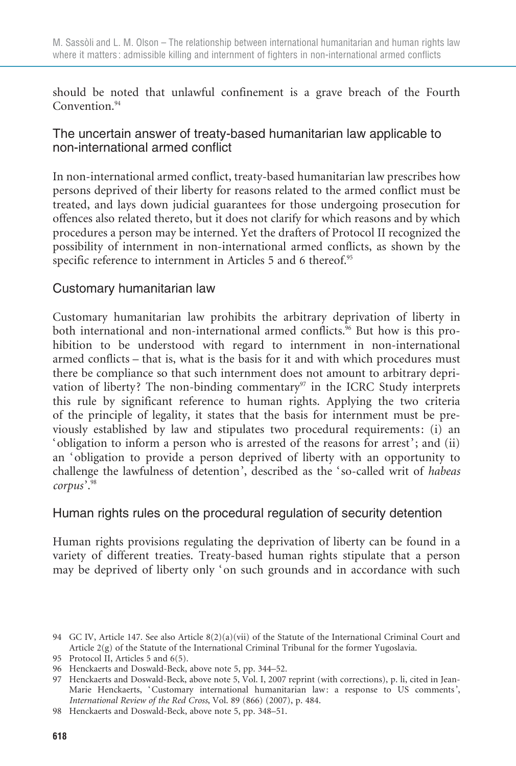should be noted that unlawful confinement is a grave breach of the Fourth Convention.[94]

## The uncertain answer of treaty-based humanitarian law applicable to non-international armed conflict

In non-international armed conflict, treaty-based humanitarian law prescribes how persons deprived of their liberty for reasons related to the armed conflict must be treated, and lays down judicial guarantees for those undergoing prosecution for offences also related thereto, but it does not clarify for which reasons and by which procedures a person may be interned. Yet the drafters of Protocol II recognized the possibility of internment in non-international armed conflicts, as shown by the specific reference to internment in Articles 5 and 6 thereof.[95]

## Customary humanitarian law

Customary humanitarian law prohibits the arbitrary deprivation of liberty in both international and non-international armed conflicts.[96] But how is this prohibition to be understood with regard to internment in non-international armed conflicts – that is, what is the basis for it and with which procedures must there be compliance so that such internment does not amount to arbitrary deprivation of liberty? The non-binding commentary[97] in the ICRC Study interprets this rule by significant reference to human rights. Applying the two criteria of the principle of legality, it states that the basis for internment must be previously established by law and stipulates two procedural requirements: (i) an 'obligation to inform a person who is arrested of the reasons for arrest'; and (ii) an 'obligation to provide a person deprived of liberty with an opportunity to challenge the lawfulness of detention', described as the 'so-called writ of *habeas corpus*'.[98]

## Human rights rules on the procedural regulation of security detention

Human rights provisions regulating the deprivation of liberty can be found in a variety of different treaties. Treaty-based human rights stipulate that a person may be deprived of liberty only 'on such grounds and in accordance with such

---

94 GC IV, Article 147. See also Article 8(2)(a)(vii) of the Statute of the International Criminal Court and Article 2(g) of the Statute of the International Criminal Tribunal for the former Yugoslavia.

95 Protocol II, Articles 5 and 6(5).

96 Henckaerts and Doswald-Beck, above note 5, pp. 344–52.

97 Henckaerts and Doswald-Beck, above note 5, Vol. I, 2007 reprint (with corrections), p. li, cited in Jean-Marie Henckaerts, 'Customary international humanitarian law: a response to US comments', *International Review of the Red Cross*, Vol. 89 (866) (2007), p. 484.

98 Henckaerts and Doswald-Beck, above note 5, pp. 348–51.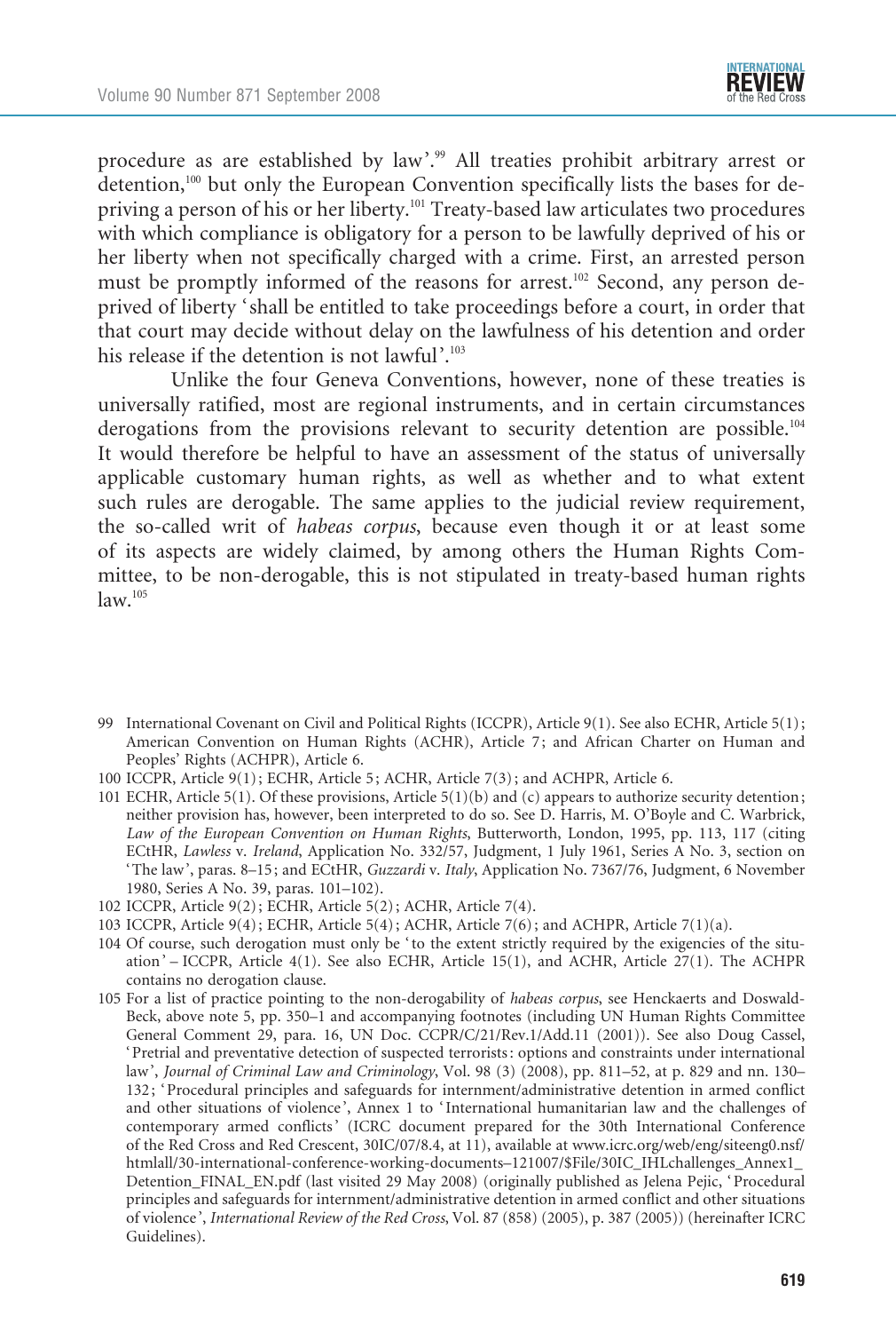procedure as are established by law'.[99] All treaties prohibit arbitrary arrest or detention,[100] but only the European Convention specifically lists the bases for depriving a person of his or her liberty.[101] Treaty-based law articulates two procedures with which compliance is obligatory for a person to be lawfully deprived of his or her liberty when not specifically charged with a crime. First, an arrested person must be promptly informed of the reasons for arrest.[102] Second, any person deprived of liberty 'shall be entitled to take proceedings before a court, in order that that court may decide without delay on the lawfulness of his detention and order his release if the detention is not lawful'.[103]

Unlike the four Geneva Conventions, however, none of these treaties is universally ratified, most are regional instruments, and in certain circumstances derogations from the provisions relevant to security detention are possible.[104] It would therefore be helpful to have an assessment of the status of universally applicable customary human rights, as well as whether and to what extent such rules are derogable. The same applies to the judicial review requirement, the so-called writ of *habeas corpus*, because even though it or at least some of its aspects are widely claimed, by among others the Human Rights Committee, to be non-derogable, this is not stipulated in treaty-based human rights law.[105]

---

99 International Covenant on Civil and Political Rights (ICCPR), Article 9(1). See also ECHR, Article 5(1); American Convention on Human Rights (ACHR), Article 7; and African Charter on Human and Peoples' Rights (ACHPR), Article 6.

100 ICCPR, Article 9(1); ECHR, Article 5; ACHR, Article 7(3); and ACHPR, Article 6.

101 ECHR, Article 5(1). Of these provisions, Article 5(1)(b) and (c) appears to authorize security detention; neither provision has, however, been interpreted to do so. See D. Harris, M. O'Boyle and C. Warbrick, *Law of the European Convention on Human Rights*, Butterworth, London, 1995, pp. 113, 117 (citing ECtHR, *Lawless* v. *Ireland*, Application No. 332/57, Judgment, 1 July 1961, Series A No. 3, section on 'The law', paras. 8–15; and ECtHR, *Guzzardi* v. *Italy*, Application No. 7367/76, Judgment, 6 November 1980, Series A No. 39, paras. 101–102).

102 ICCPR, Article 9(2); ECHR, Article 5(2); ACHR, Article 7(4).

103 ICCPR, Article 9(4); ECHR, Article 5(4); ACHR, Article 7(6); and ACHPR, Article 7(1)(a).

104 Of course, such derogation must only be 'to the extent strictly required by the exigencies of the situation' – ICCPR, Article 4(1). See also ECHR, Article 15(1), and ACHR, Article 27(1). The ACHPR contains no derogation clause.

105 For a list of practice pointing to the non-derogability of *habeas corpus*, see Henckaerts and Doswald-Beck, above note 5, pp. 350–1 and accompanying footnotes (including UN Human Rights Committee General Comment 29, para. 16, UN Doc. CCPR/C/21/Rev.1/Add.11 (2001)). See also Doug Cassel, 'Pretrial and preventative detection of suspected terrorists: options and constraints under international law', *Journal of Criminal Law and Criminology*, Vol. 98 (3) (2008), pp. 811–52, at p. 829 and nn. 130–132; 'Procedural principles and safeguards for internment/administrative detention in armed conflict and other situations of violence', Annex 1 to 'International humanitarian law and the challenges of contemporary armed conflicts' (ICRC document prepared for the 30th International Conference of the Red Cross and Red Crescent, 30IC/07/8.4, at 11), available at www.icrc.org/web/eng/siteeng0.nsf/htmlall/30-international-conference-working-documents–121007/$File/30IC_IHLchallenges_Annex1_Detention_FINAL_EN.pdf (last visited 29 May 2008) (originally published as Jelena Pejic, 'Procedural principles and safeguards for internment/administrative detention in armed conflict and other situations of violence', *International Review of the Red Cross*, Vol. 87 (858) (2005), p. 387 (2005)) (hereinafter ICRC Guidelines).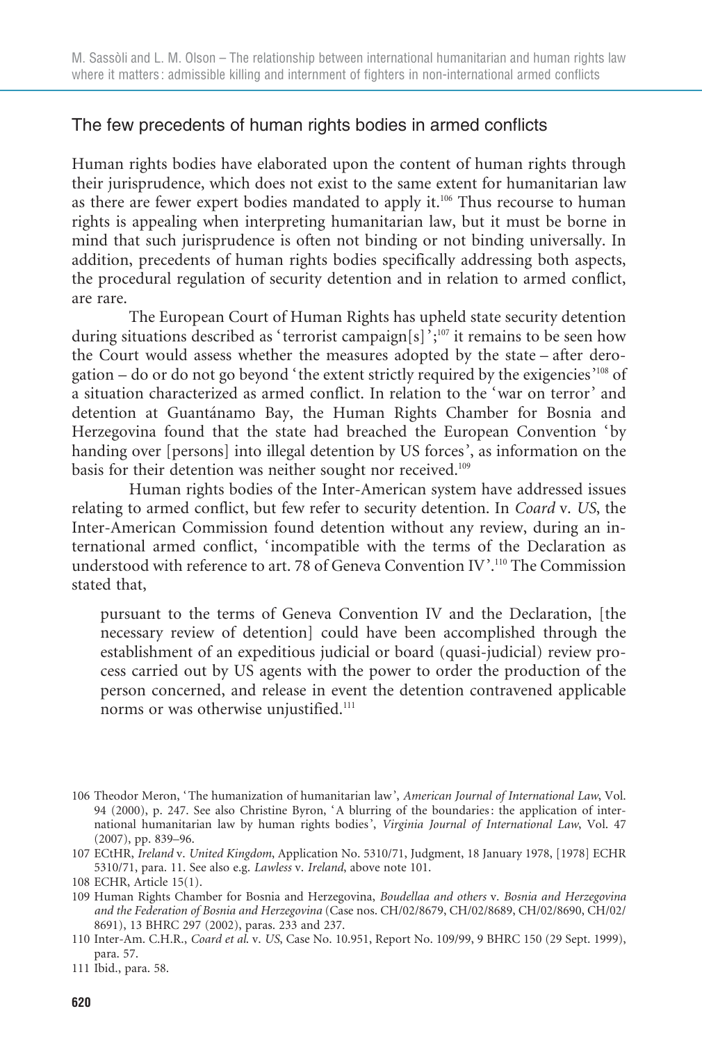## The few precedents of human rights bodies in armed conflicts

Human rights bodies have elaborated upon the content of human rights through their jurisprudence, which does not exist to the same extent for humanitarian law as there are fewer expert bodies mandated to apply it.[106] Thus recourse to human rights is appealing when interpreting humanitarian law, but it must be borne in mind that such jurisprudence is often not binding or not binding universally. In addition, precedents of human rights bodies specifically addressing both aspects, the procedural regulation of security detention and in relation to armed conflict, are rare.

The European Court of Human Rights has upheld state security detention during situations described as 'terrorist campaign[s]';[107] it remains to be seen how the Court would assess whether the measures adopted by the state – after derogation – do or do not go beyond 'the extent strictly required by the exigencies'[108] of a situation characterized as armed conflict. In relation to the 'war on terror' and detention at Guantánamo Bay, the Human Rights Chamber for Bosnia and Herzegovina found that the state had breached the European Convention 'by handing over [persons] into illegal detention by US forces', as information on the basis for their detention was neither sought nor received.[109]

Human rights bodies of the Inter-American system have addressed issues relating to armed conflict, but few refer to security detention. In *Coard* v. *US*, the Inter-American Commission found detention without any review, during an international armed conflict, 'incompatible with the terms of the Declaration as understood with reference to art. 78 of Geneva Convention IV'.[110] The Commission stated that,

> pursuant to the terms of Geneva Convention IV and the Declaration, [the necessary review of detention] could have been accomplished through the establishment of an expeditious judicial or board (quasi-judicial) review process carried out by US agents with the power to order the production of the person concerned, and release in event the detention contravened applicable norms or was otherwise unjustified.[111]

---

106 Theodor Meron, 'The humanization of humanitarian law', *American Journal of International Law*, Vol. 94 (2000), p. 247. See also Christine Byron, 'A blurring of the boundaries: the application of international humanitarian law by human rights bodies', *Virginia Journal of International Law*, Vol. 47 (2007), pp. 839–96.

107 ECtHR, *Ireland* v. *United Kingdom*, Application No. 5310/71, Judgment, 18 January 1978, [1978] ECHR 5310/71, para. 11. See also e.g. *Lawless* v. *Ireland*, above note 101.

108 ECHR, Article 15(1).

109 Human Rights Chamber for Bosnia and Herzegovina, *Boudellaa and others* v. *Bosnia and Herzegovina and the Federation of Bosnia and Herzegovina* (Case nos. CH/02/8679, CH/02/8689, CH/02/8690, CH/02/8691), 13 BHRC 297 (2002), paras. 233 and 237.

110 Inter-Am. C.H.R., *Coard et al.* v. *US*, Case No. 10.951, Report No. 109/99, 9 BHRC 150 (29 Sept. 1999), para. 57.

111 Ibid., para. 58.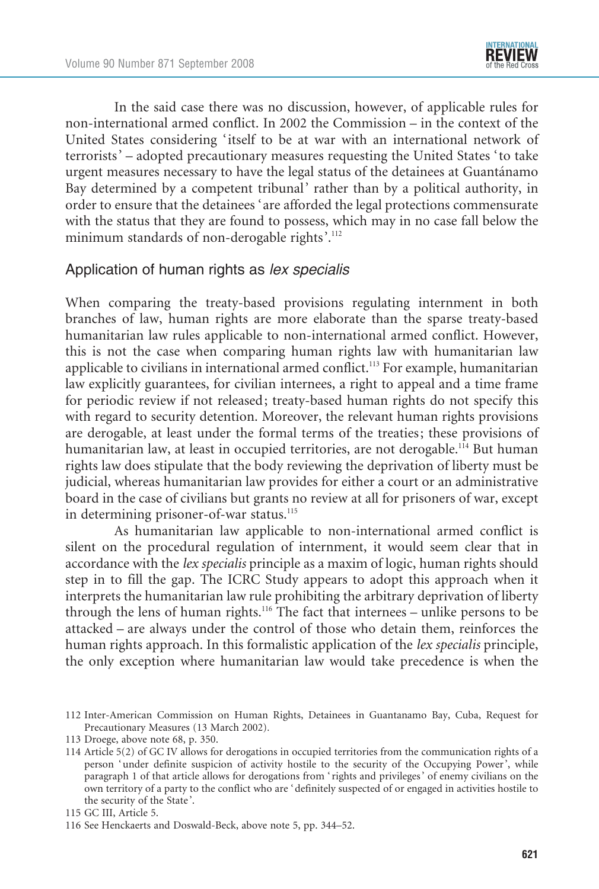In the said case there was no discussion, however, of applicable rules for non-international armed conflict. In 2002 the Commission – in the context of the United States considering 'itself to be at war with an international network of terrorists' – adopted precautionary measures requesting the United States 'to take urgent measures necessary to have the legal status of the detainees at Guantánamo Bay determined by a competent tribunal' rather than by a political authority, in order to ensure that the detainees 'are afforded the legal protections commensurate with the status that they are found to possess, which may in no case fall below the minimum standards of non-derogable rights'.[112]

## Application of human rights as *lex specialis*

When comparing the treaty-based provisions regulating internment in both branches of law, human rights are more elaborate than the sparse treaty-based humanitarian law rules applicable to non-international armed conflict. However, this is not the case when comparing human rights law with humanitarian law applicable to civilians in international armed conflict.[113] For example, humanitarian law explicitly guarantees, for civilian internees, a right to appeal and a time frame for periodic review if not released; treaty-based human rights do not specify this with regard to security detention. Moreover, the relevant human rights provisions are derogable, at least under the formal terms of the treaties; these provisions of humanitarian law, at least in occupied territories, are not derogable.[114] But human rights law does stipulate that the body reviewing the deprivation of liberty must be judicial, whereas humanitarian law provides for either a court or an administrative board in the case of civilians but grants no review at all for prisoners of war, except in determining prisoner-of-war status.[115]

As humanitarian law applicable to non-international armed conflict is silent on the procedural regulation of internment, it would seem clear that in accordance with the *lex specialis* principle as a maxim of logic, human rights should step in to fill the gap. The ICRC Study appears to adopt this approach when it interprets the humanitarian law rule prohibiting the arbitrary deprivation of liberty through the lens of human rights.[116] The fact that internees – unlike persons to be attacked – are always under the control of those who detain them, reinforces the human rights approach. In this formalistic application of the *lex specialis* principle, the only exception where humanitarian law would take precedence is when the

112 Inter-American Commission on Human Rights, Detainees in Guantanamo Bay, Cuba, Request for Precautionary Measures (13 March 2002).

113 Droege, above note 68, p. 350.

114 Article 5(2) of GC IV allows for derogations in occupied territories from the communication rights of a person 'under definite suspicion of activity hostile to the security of the Occupying Power', while paragraph 1 of that article allows for derogations from 'rights and privileges' of enemy civilians on the own territory of a party to the conflict who are 'definitely suspected of or engaged in activities hostile to the security of the State'.

115 GC III, Article 5.

116 See Henckaerts and Doswald-Beck, above note 5, pp. 344–52.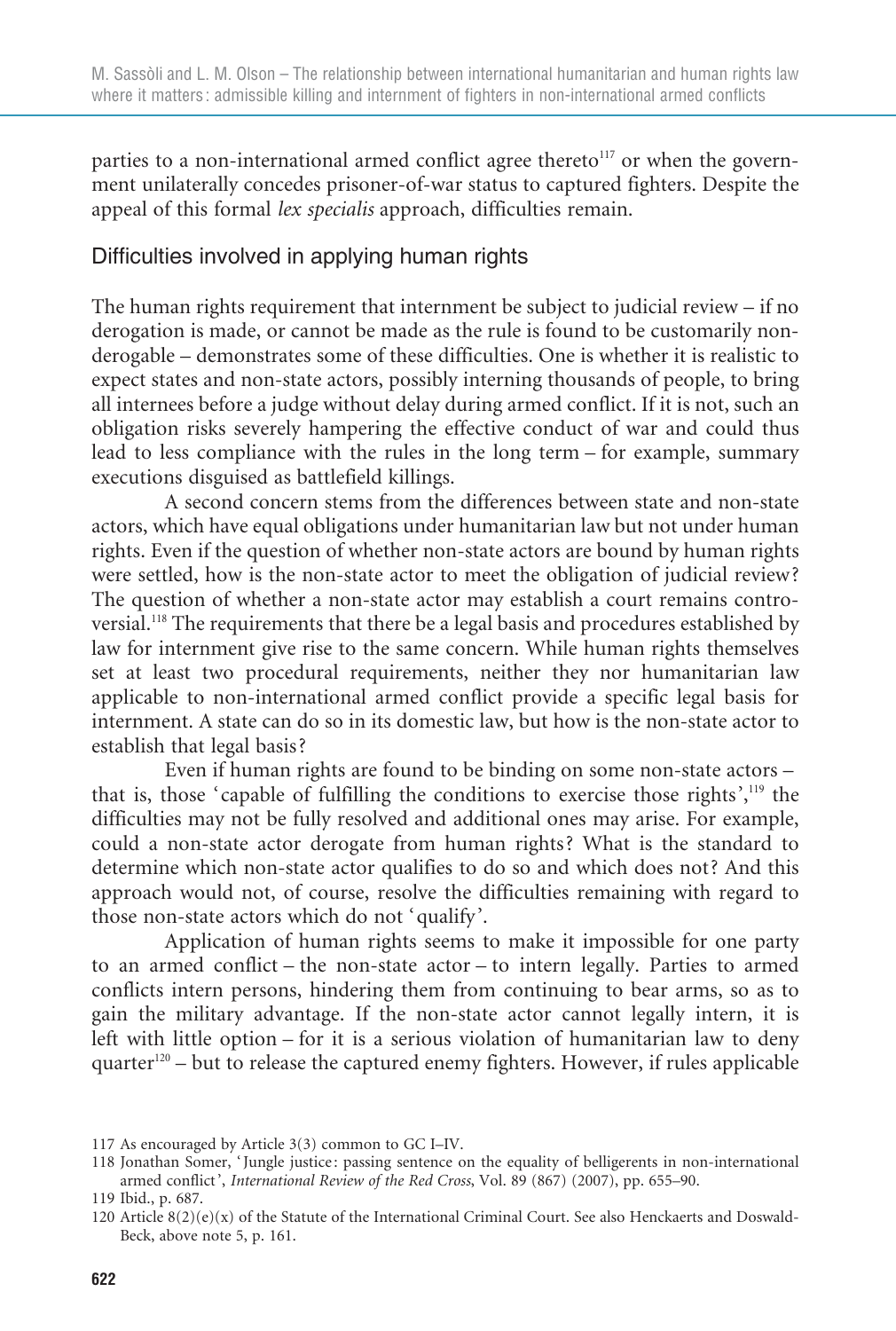parties to a non-international armed conflict agree thereto[117] or when the government unilaterally concedes prisoner-of-war status to captured fighters. Despite the appeal of this formal *lex specialis* approach, difficulties remain.

## Difficulties involved in applying human rights

The human rights requirement that internment be subject to judicial review – if no derogation is made, or cannot be made as the rule is found to be customarily non-derogable – demonstrates some of these difficulties. One is whether it is realistic to expect states and non-state actors, possibly interning thousands of people, to bring all internees before a judge without delay during armed conflict. If it is not, such an obligation risks severely hampering the effective conduct of war and could thus lead to less compliance with the rules in the long term – for example, summary executions disguised as battlefield killings.

A second concern stems from the differences between state and non-state actors, which have equal obligations under humanitarian law but not under human rights. Even if the question of whether non-state actors are bound by human rights were settled, how is the non-state actor to meet the obligation of judicial review? The question of whether a non-state actor may establish a court remains controversial.[118] The requirements that there be a legal basis and procedures established by law for internment give rise to the same concern. While human rights themselves set at least two procedural requirements, neither they nor humanitarian law applicable to non-international armed conflict provide a specific legal basis for internment. A state can do so in its domestic law, but how is the non-state actor to establish that legal basis?

Even if human rights are found to be binding on some non-state actors – that is, those 'capable of fulfilling the conditions to exercise those rights',[119] the difficulties may not be fully resolved and additional ones may arise. For example, could a non-state actor derogate from human rights? What is the standard to determine which non-state actor qualifies to do so and which does not? And this approach would not, of course, resolve the difficulties remaining with regard to those non-state actors which do not 'qualify'.

Application of human rights seems to make it impossible for one party to an armed conflict – the non-state actor – to intern legally. Parties to armed conflicts intern persons, hindering them from continuing to bear arms, so as to gain the military advantage. If the non-state actor cannot legally intern, it is left with little option – for it is a serious violation of humanitarian law to deny quarter[120] – but to release the captured enemy fighters. However, if rules applicable

---

117 As encouraged by Article 3(3) common to GC I–IV.

118 Jonathan Somer, 'Jungle justice: passing sentence on the equality of belligerents in non-international armed conflict', *International Review of the Red Cross*, Vol. 89 (867) (2007), pp. 655–90.

119 Ibid., p. 687.

120 Article 8(2)(e)(x) of the Statute of the International Criminal Court. See also Henckaerts and Doswald-Beck, above note 5, p. 161.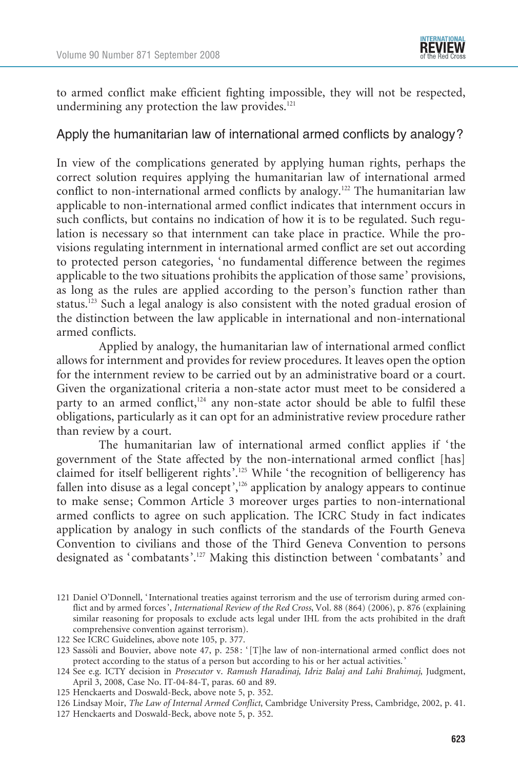to armed conflict make efficient fighting impossible, they will not be respected, undermining any protection the law provides.[121]

## Apply the humanitarian law of international armed conflicts by analogy?

In view of the complications generated by applying human rights, perhaps the correct solution requires applying the humanitarian law of international armed conflict to non-international armed conflicts by analogy.[122] The humanitarian law applicable to non-international armed conflict indicates that internment occurs in such conflicts, but contains no indication of how it is to be regulated. Such regulation is necessary so that internment can take place in practice. While the provisions regulating internment in international armed conflict are set out according to protected person categories, 'no fundamental difference between the regimes applicable to the two situations prohibits the application of those same' provisions, as long as the rules are applied according to the person's function rather than status.[123] Such a legal analogy is also consistent with the noted gradual erosion of the distinction between the law applicable in international and non-international armed conflicts.

Applied by analogy, the humanitarian law of international armed conflict allows for internment and provides for review procedures. It leaves open the option for the internment review to be carried out by an administrative board or a court. Given the organizational criteria a non-state actor must meet to be considered a party to an armed conflict,[124] any non-state actor should be able to fulfil these obligations, particularly as it can opt for an administrative review procedure rather than review by a court.

The humanitarian law of international armed conflict applies if 'the government of the State affected by the non-international armed conflict [has] claimed for itself belligerent rights'.[125] While 'the recognition of belligerency has fallen into disuse as a legal concept',[126] application by analogy appears to continue to make sense; Common Article 3 moreover urges parties to non-international armed conflicts to agree on such application. The ICRC Study in fact indicates application by analogy in such conflicts of the standards of the Fourth Geneva Convention to civilians and those of the Third Geneva Convention to persons designated as 'combatants'.[127] Making this distinction between 'combatants' and

121 Daniel O'Donnell, 'International treaties against terrorism and the use of terrorism during armed conflict and by armed forces', *International Review of the Red Cross*, Vol. 88 (864) (2006), p. 876 (explaining similar reasoning for proposals to exclude acts legal under IHL from the acts prohibited in the draft comprehensive convention against terrorism).

122 See ICRC Guidelines, above note 105, p. 377.

123 Sassòli and Bouvier, above note 47, p. 258: '[T]he law of non-international armed conflict does not protect according to the status of a person but according to his or her actual activities.'

124 See e.g. ICTY decision in *Prosecutor* v. *Ramush Haradinaj, Idriz Balaj and Lahi Brahimaj*, Judgment, April 3, 2008, Case No. IT-04-84-T, paras. 60 and 89.

125 Henckaerts and Doswald-Beck, above note 5, p. 352.

126 Lindsay Moir, *The Law of Internal Armed Conflict*, Cambridge University Press, Cambridge, 2002, p. 41.

127 Henckaerts and Doswald-Beck, above note 5, p. 352.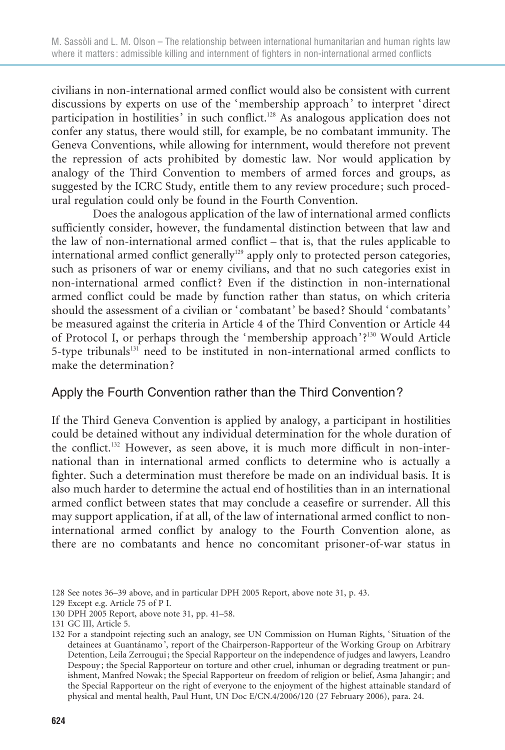civilians in non-international armed conflict would also be consistent with current discussions by experts on use of the 'membership approach' to interpret 'direct participation in hostilities' in such conflict.[128] As analogous application does not confer any status, there would still, for example, be no combatant immunity. The Geneva Conventions, while allowing for internment, would therefore not prevent the repression of acts prohibited by domestic law. Nor would application by analogy of the Third Convention to members of armed forces and groups, as suggested by the ICRC Study, entitle them to any review procedure; such procedural regulation could only be found in the Fourth Convention.

Does the analogous application of the law of international armed conflicts sufficiently consider, however, the fundamental distinction between that law and the law of non-international armed conflict – that is, that the rules applicable to international armed conflict generally[129] apply only to protected person categories, such as prisoners of war or enemy civilians, and that no such categories exist in non-international armed conflict? Even if the distinction in non-international armed conflict could be made by function rather than status, on which criteria should the assessment of a civilian or 'combatant' be based? Should 'combatants' be measured against the criteria in Article 4 of the Third Convention or Article 44 of Protocol I, or perhaps through the 'membership approach'?[130] Would Article 5-type tribunals[131] need to be instituted in non-international armed conflicts to make the determination?

## Apply the Fourth Convention rather than the Third Convention?

If the Third Geneva Convention is applied by analogy, a participant in hostilities could be detained without any individual determination for the whole duration of the conflict.[132] However, as seen above, it is much more difficult in non-international than in international armed conflicts to determine who is actually a fighter. Such a determination must therefore be made on an individual basis. It is also much harder to determine the actual end of hostilities than in an international armed conflict between states that may conclude a ceasefire or surrender. All this may support application, if at all, of the law of international armed conflict to non-international armed conflict by analogy to the Fourth Convention alone, as there are no combatants and hence no concomitant prisoner-of-war status in

128 See notes 36–39 above, and in particular DPH 2005 Report, above note 31, p. 43.

129 Except e.g. Article 75 of P I.

130 DPH 2005 Report, above note 31, pp. 41–58.

131 GC III, Article 5.

132 For a standpoint rejecting such an analogy, see UN Commission on Human Rights, 'Situation of the detainees at Guantánamo', report of the Chairperson-Rapporteur of the Working Group on Arbitrary Detention, Leila Zerrougui; the Special Rapporteur on the independence of judges and lawyers, Leandro Despouy; the Special Rapporteur on torture and other cruel, inhuman or degrading treatment or punishment, Manfred Nowak; the Special Rapporteur on freedom of religion or belief, Asma Jahangir; and the Special Rapporteur on the right of everyone to the enjoyment of the highest attainable standard of physical and mental health, Paul Hunt, UN Doc E/CN.4/2006/120 (27 February 2006), para. 24.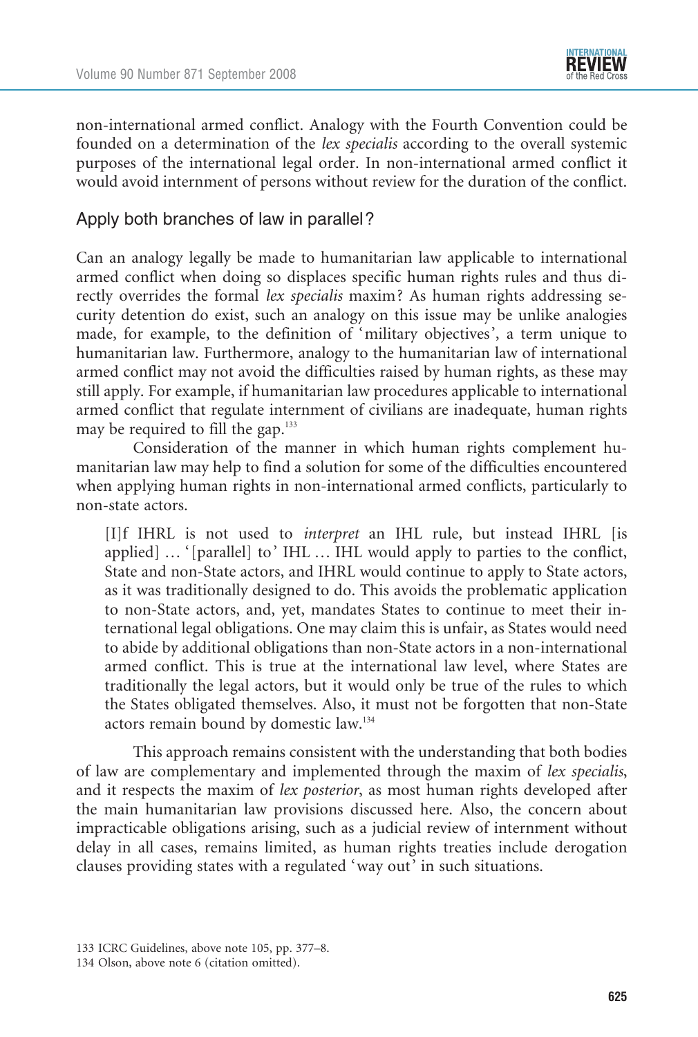non-international armed conflict. Analogy with the Fourth Convention could be founded on a determination of the *lex specialis* according to the overall systemic purposes of the international legal order. In non-international armed conflict it would avoid internment of persons without review for the duration of the conflict.

## Apply both branches of law in parallel?

Can an analogy legally be made to humanitarian law applicable to international armed conflict when doing so displaces specific human rights rules and thus directly overrides the formal *lex specialis* maxim? As human rights addressing security detention do exist, such an analogy on this issue may be unlike analogies made, for example, to the definition of 'military objectives', a term unique to humanitarian law. Furthermore, analogy to the humanitarian law of international armed conflict may not avoid the difficulties raised by human rights, as these may still apply. For example, if humanitarian law procedures applicable to international armed conflict that regulate internment of civilians are inadequate, human rights may be required to fill the gap.[133]

Consideration of the manner in which human rights complement humanitarian law may help to find a solution for some of the difficulties encountered when applying human rights in non-international armed conflicts, particularly to non-state actors.

> [I]f IHRL is not used to *interpret* an IHL rule, but instead IHRL [is applied] … '[parallel] to' IHL … IHL would apply to parties to the conflict, State and non-State actors, and IHRL would continue to apply to State actors, as it was traditionally designed to do. This avoids the problematic application to non-State actors, and, yet, mandates States to continue to meet their international legal obligations. One may claim this is unfair, as States would need to abide by additional obligations than non-State actors in a non-international armed conflict. This is true at the international law level, where States are traditionally the legal actors, but it would only be true of the rules to which the States obligated themselves. Also, it must not be forgotten that non-State actors remain bound by domestic law.[134]

This approach remains consistent with the understanding that both bodies of law are complementary and implemented through the maxim of *lex specialis*, and it respects the maxim of *lex posterior*, as most human rights developed after the main humanitarian law provisions discussed here. Also, the concern about impracticable obligations arising, such as a judicial review of internment without delay in all cases, remains limited, as human rights treaties include derogation clauses providing states with a regulated 'way out' in such situations.

133 ICRC Guidelines, above note 105, pp. 377–8.

134 Olson, above note 6 (citation omitted).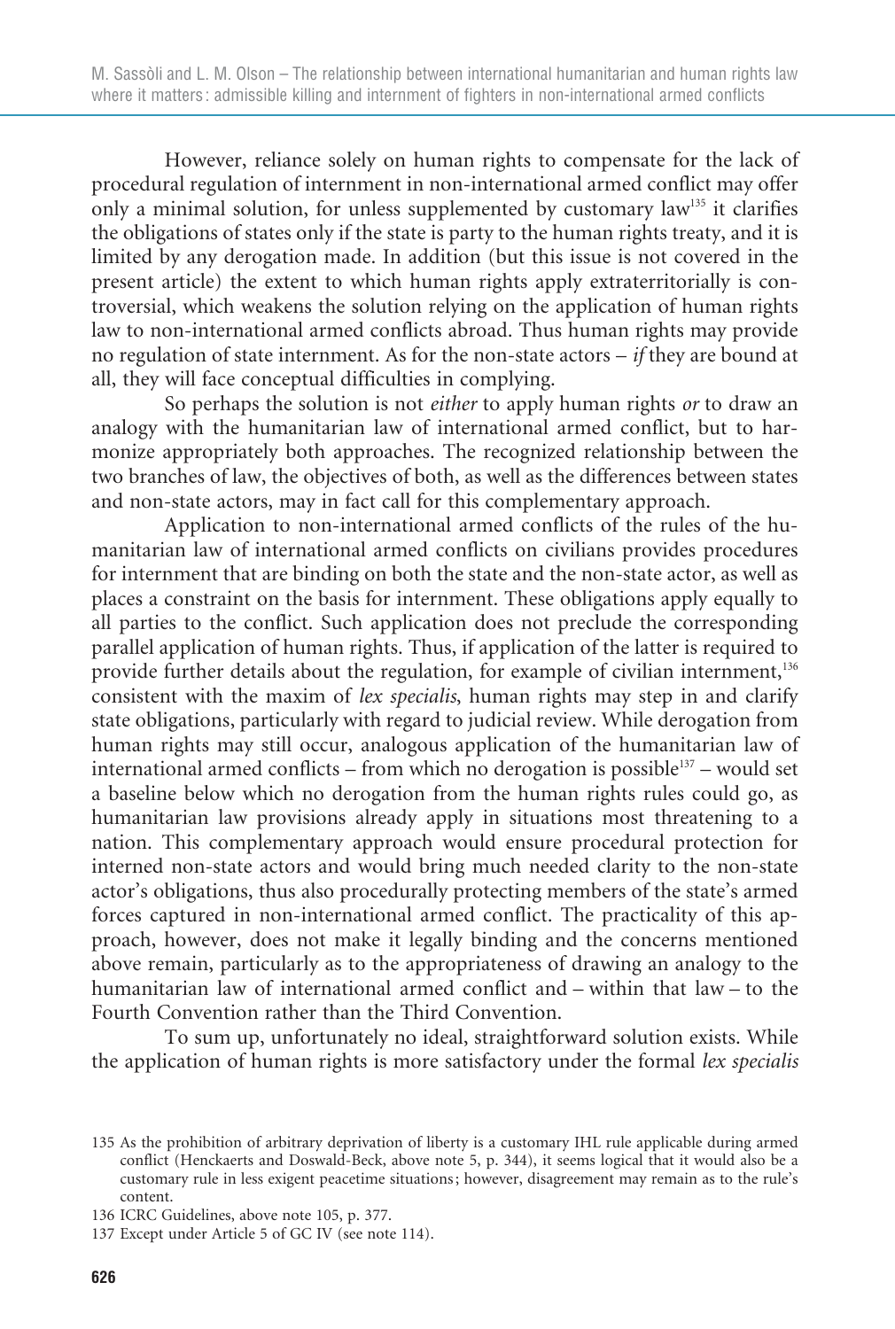However, reliance solely on human rights to compensate for the lack of procedural regulation of internment in non-international armed conflict may offer only a minimal solution, for unless supplemented by customary law[135] it clarifies the obligations of states only if the state is party to the human rights treaty, and it is limited by any derogation made. In addition (but this issue is not covered in the present article) the extent to which human rights apply extraterritorially is controversial, which weakens the solution relying on the application of human rights law to non-international armed conflicts abroad. Thus human rights may provide no regulation of state internment. As for the non-state actors – *if* they are bound at all, they will face conceptual difficulties in complying.

So perhaps the solution is not *either* to apply human rights *or* to draw an analogy with the humanitarian law of international armed conflict, but to harmonize appropriately both approaches. The recognized relationship between the two branches of law, the objectives of both, as well as the differences between states and non-state actors, may in fact call for this complementary approach.

Application to non-international armed conflicts of the rules of the humanitarian law of international armed conflicts on civilians provides procedures for internment that are binding on both the state and the non-state actor, as well as places a constraint on the basis for internment. These obligations apply equally to all parties to the conflict. Such application does not preclude the corresponding parallel application of human rights. Thus, if application of the latter is required to provide further details about the regulation, for example of civilian internment,[136] consistent with the maxim of *lex specialis*, human rights may step in and clarify state obligations, particularly with regard to judicial review. While derogation from human rights may still occur, analogous application of the humanitarian law of international armed conflicts – from which no derogation is possible[137] – would set a baseline below which no derogation from the human rights rules could go, as humanitarian law provisions already apply in situations most threatening to a nation. This complementary approach would ensure procedural protection for interned non-state actors and would bring much needed clarity to the non-state actor's obligations, thus also procedurally protecting members of the state's armed forces captured in non-international armed conflict. The practicality of this approach, however, does not make it legally binding and the concerns mentioned above remain, particularly as to the appropriateness of drawing an analogy to the humanitarian law of international armed conflict and – within that law – to the Fourth Convention rather than the Third Convention.

To sum up, unfortunately no ideal, straightforward solution exists. While the application of human rights is more satisfactory under the formal *lex specialis*

---

135 As the prohibition of arbitrary deprivation of liberty is a customary IHL rule applicable during armed conflict (Henckaerts and Doswald-Beck, above note 5, p. 344), it seems logical that it would also be a customary rule in less exigent peacetime situations; however, disagreement may remain as to the rule's content.

136 ICRC Guidelines, above note 105, p. 377.

137 Except under Article 5 of GC IV (see note 114).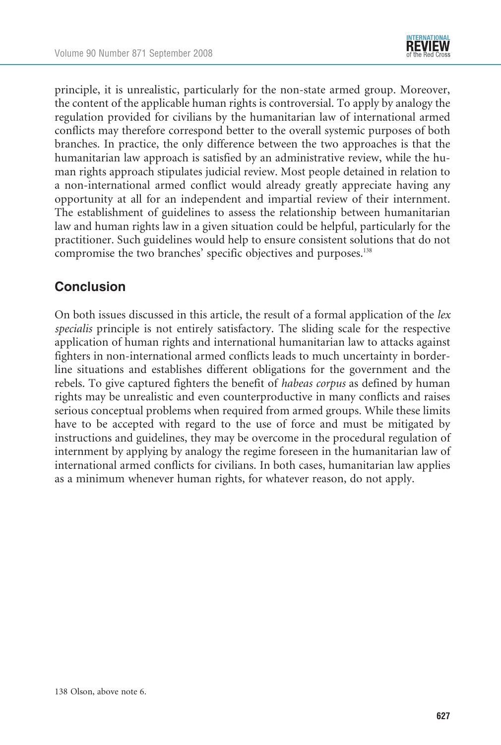principle, it is unrealistic, particularly for the non-state armed group. Moreover, the content of the applicable human rights is controversial. To apply by analogy the regulation provided for civilians by the humanitarian law of international armed conflicts may therefore correspond better to the overall systemic purposes of both branches. In practice, the only difference between the two approaches is that the humanitarian law approach is satisfied by an administrative review, while the human rights approach stipulates judicial review. Most people detained in relation to a non-international armed conflict would already greatly appreciate having any opportunity at all for an independent and impartial review of their internment. The establishment of guidelines to assess the relationship between humanitarian law and human rights law in a given situation could be helpful, particularly for the practitioner. Such guidelines would help to ensure consistent solutions that do not compromise the two branches' specific objectives and purposes.[138]

## Conclusion

On both issues discussed in this article, the result of a formal application of the *lex specialis* principle is not entirely satisfactory. The sliding scale for the respective application of human rights and international humanitarian law to attacks against fighters in non-international armed conflicts leads to much uncertainty in borderline situations and establishes different obligations for the government and the rebels. To give captured fighters the benefit of *habeas corpus* as defined by human rights may be unrealistic and even counterproductive in many conflicts and raises serious conceptual problems when required from armed groups. While these limits have to be accepted with regard to the use of force and must be mitigated by instructions and guidelines, they may be overcome in the procedural regulation of internment by applying by analogy the regime foreseen in the humanitarian law of international armed conflicts for civilians. In both cases, humanitarian law applies as a minimum whenever human rights, for whatever reason, do not apply.

138 Olson, above note 6.